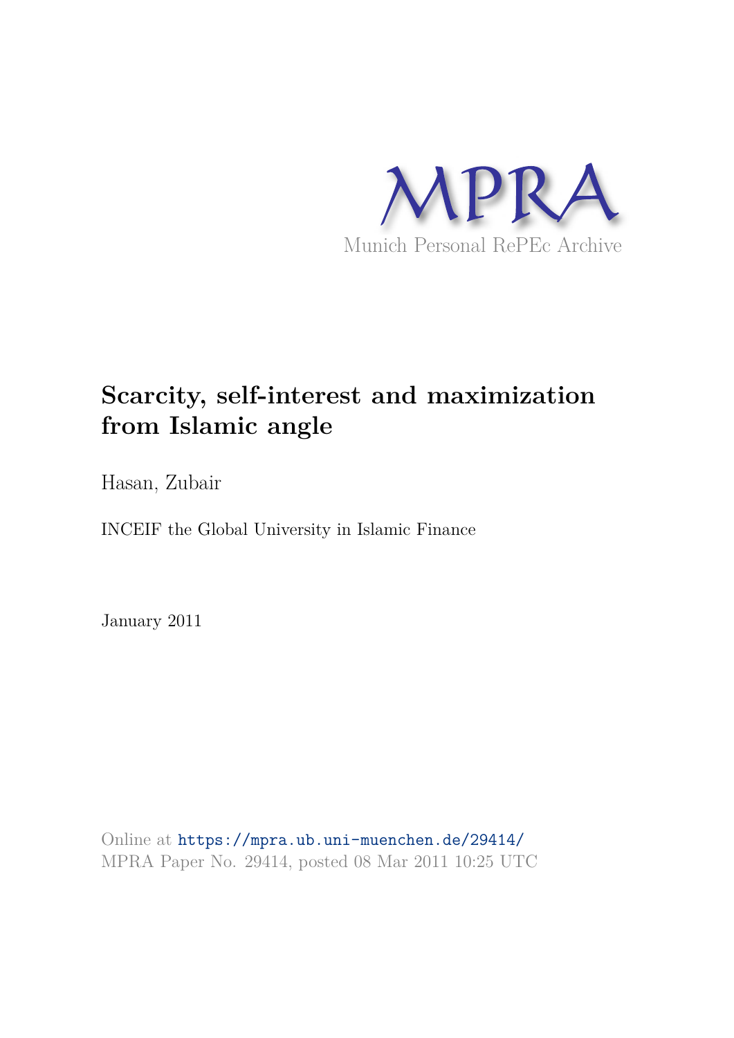MPRA

Munich Personal RePEc Archive

# Scarcity, self-interest and maximization from Islamic angle

Hasan, Zubair

INCEIF the Global University in Islamic Finance

January 2011

Online at https://mpra.ub.uni-muenchen.de/29414/
MPRA Paper No. 29414, posted 08 Mar 2011 10:25 UTC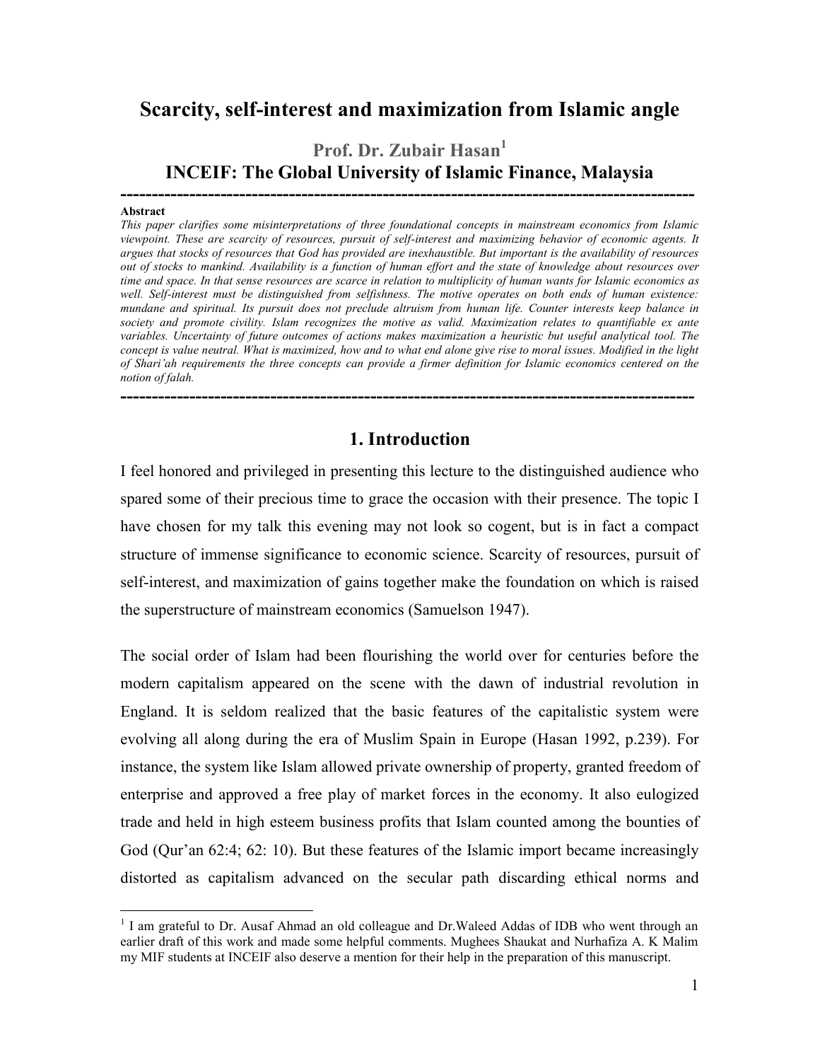# Scarcity, self-interest and maximization from Islamic angle

**Prof. Dr. Zubair Hasan**[1]

**INCEIF: The Global University of Islamic Finance, Malaysia**

---

**Abstract**

*This paper clarifies some misinterpretations of three foundational concepts in mainstream economics from Islamic viewpoint. These are scarcity of resources, pursuit of self-interest and maximizing behavior of economic agents. It argues that stocks of resources that God has provided are inexhaustible. But important is the availability of resources out of stocks to mankind. Availability is a function of human effort and the state of knowledge about resources over time and space. In that sense resources are scarce in relation to multiplicity of human wants for Islamic economics as well. Self-interest must be distinguished from selfishness. The motive operates on both ends of human existence: mundane and spiritual. Its pursuit does not preclude altruism from human life. Counter interests keep balance in society and promote civility. Islam recognizes the motive as valid. Maximization relates to quantifiable ex ante variables. Uncertainty of future outcomes of actions makes maximization a heuristic but useful analytical tool. The concept is value neutral. What is maximized, how and to what end alone give rise to moral issues. Modified in the light of Shari'ah requirements the three concepts can provide a firmer definition for Islamic economics centered on the notion of falah.*

---

## 1. Introduction

I feel honored and privileged in presenting this lecture to the distinguished audience who spared some of their precious time to grace the occasion with their presence. The topic I have chosen for my talk this evening may not look so cogent, but is in fact a compact structure of immense significance to economic science. Scarcity of resources, pursuit of self-interest, and maximization of gains together make the foundation on which is raised the superstructure of mainstream economics (Samuelson 1947).

The social order of Islam had been flourishing the world over for centuries before the modern capitalism appeared on the scene with the dawn of industrial revolution in England. It is seldom realized that the basic features of the capitalistic system were evolving all along during the era of Muslim Spain in Europe (Hasan 1992, p.239). For instance, the system like Islam allowed private ownership of property, granted freedom of enterprise and approved a free play of market forces in the economy. It also eulogized trade and held in high esteem business profits that Islam counted among the bounties of God (Qur'an 62:4; 62: 10). But these features of the Islamic import became increasingly distorted as capitalism advanced on the secular path discarding ethical norms and

---

[1] I am grateful to Dr. Ausaf Ahmad an old colleague and Dr.Waleed Addas of IDB who went through an earlier draft of this work and made some helpful comments. Mughees Shaukat and Nurhafiza A. K Malim my MIF students at INCEIF also deserve a mention for their help in the preparation of this manuscript.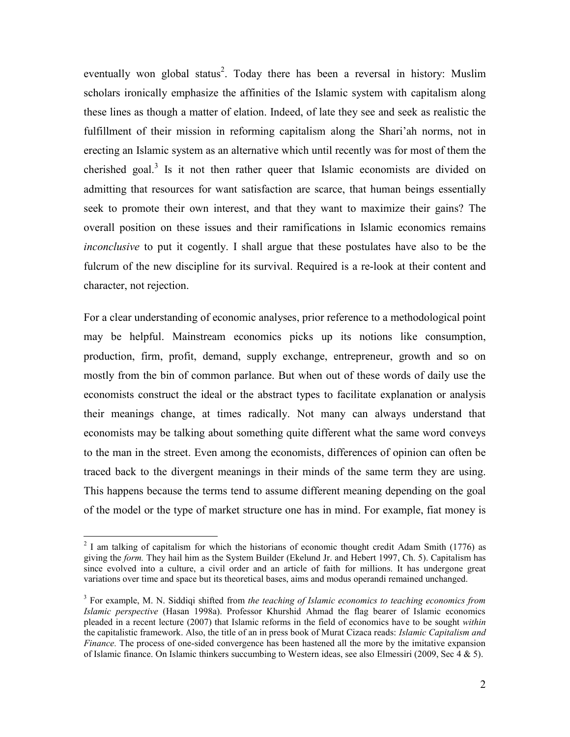eventually won global status[2]. Today there has been a reversal in history: Muslim scholars ironically emphasize the affinities of the Islamic system with capitalism along these lines as though a matter of elation. Indeed, of late they see and seek as realistic the fulfillment of their mission in reforming capitalism along the Shari'ah norms, not in erecting an Islamic system as an alternative which until recently was for most of them the cherished goal.[3] Is it not then rather queer that Islamic economists are divided on admitting that resources for want satisfaction are scarce, that human beings essentially seek to promote their own interest, and that they want to maximize their gains? The overall position on these issues and their ramifications in Islamic economics remains *inconclusive* to put it cogently. I shall argue that these postulates have also to be the fulcrum of the new discipline for its survival. Required is a re-look at their content and character, not rejection.

For a clear understanding of economic analyses, prior reference to a methodological point may be helpful. Mainstream economics picks up its notions like consumption, production, firm, profit, demand, supply exchange, entrepreneur, growth and so on mostly from the bin of common parlance. But when out of these words of daily use the economists construct the ideal or the abstract types to facilitate explanation or analysis their meanings change, at times radically. Not many can always understand that economists may be talking about something quite different what the same word conveys to the man in the street. Even among the economists, differences of opinion can often be traced back to the divergent meanings in their minds of the same term they are using. This happens because the terms tend to assume different meaning depending on the goal of the model or the type of market structure one has in mind. For example, fiat money is

---

[2] I am talking of capitalism for which the historians of economic thought credit Adam Smith (1776) as giving the *form.* They hail him as the System Builder (Ekelund Jr. and Hebert 1997, Ch. 5). Capitalism has since evolved into a culture, a civil order and an article of faith for millions. It has undergone great variations over time and space but its theoretical bases, aims and modus operandi remained unchanged.

[3] For example, M. N. Siddiqi shifted from *the teaching of Islamic economics to teaching economics from Islamic perspective* (Hasan 1998a). Professor Khurshid Ahmad the flag bearer of Islamic economics pleaded in a recent lecture (2007) that Islamic reforms in the field of economics have to be sought *within* the capitalistic framework. Also, the title of an in press book of Murat Cizaca reads: *Islamic Capitalism and Finance.* The process of one-sided convergence has been hastened all the more by the imitative expansion of Islamic finance. On Islamic thinkers succumbing to Western ideas, see also Elmessiri (2009, Sec 4 & 5).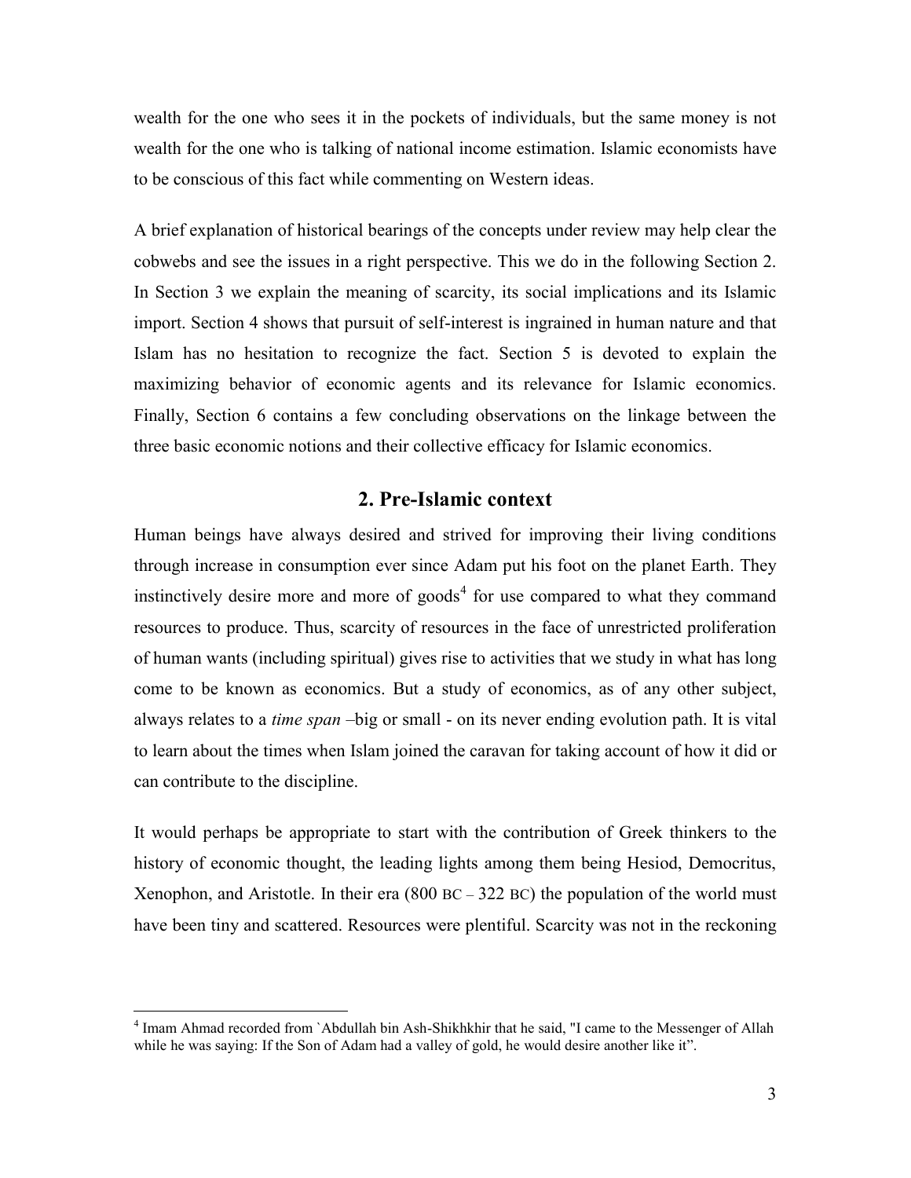wealth for the one who sees it in the pockets of individuals, but the same money is not wealth for the one who is talking of national income estimation. Islamic economists have to be conscious of this fact while commenting on Western ideas.

A brief explanation of historical bearings of the concepts under review may help clear the cobwebs and see the issues in a right perspective. This we do in the following Section 2. In Section 3 we explain the meaning of scarcity, its social implications and its Islamic import. Section 4 shows that pursuit of self-interest is ingrained in human nature and that Islam has no hesitation to recognize the fact. Section 5 is devoted to explain the maximizing behavior of economic agents and its relevance for Islamic economics. Finally, Section 6 contains a few concluding observations on the linkage between the three basic economic notions and their collective efficacy for Islamic economics.

## 2. Pre-Islamic context

Human beings have always desired and strived for improving their living conditions through increase in consumption ever since Adam put his foot on the planet Earth. They instinctively desire more and more of goods[4] for use compared to what they command resources to produce. Thus, scarcity of resources in the face of unrestricted proliferation of human wants (including spiritual) gives rise to activities that we study in what has long come to be known as economics. But a study of economics, as of any other subject, always relates to a *time span* –big or small - on its never ending evolution path. It is vital to learn about the times when Islam joined the caravan for taking account of how it did or can contribute to the discipline.

It would perhaps be appropriate to start with the contribution of Greek thinkers to the history of economic thought, the leading lights among them being Hesiod, Democritus, Xenophon, and Aristotle. In their era (800 BC – 322 BC) the population of the world must have been tiny and scattered. Resources were plentiful. Scarcity was not in the reckoning

---

[4] Imam Ahmad recorded from `Abdullah bin Ash-Shikhkhir that he said, "I came to the Messenger of Allah while he was saying: If the Son of Adam had a valley of gold, he would desire another like it".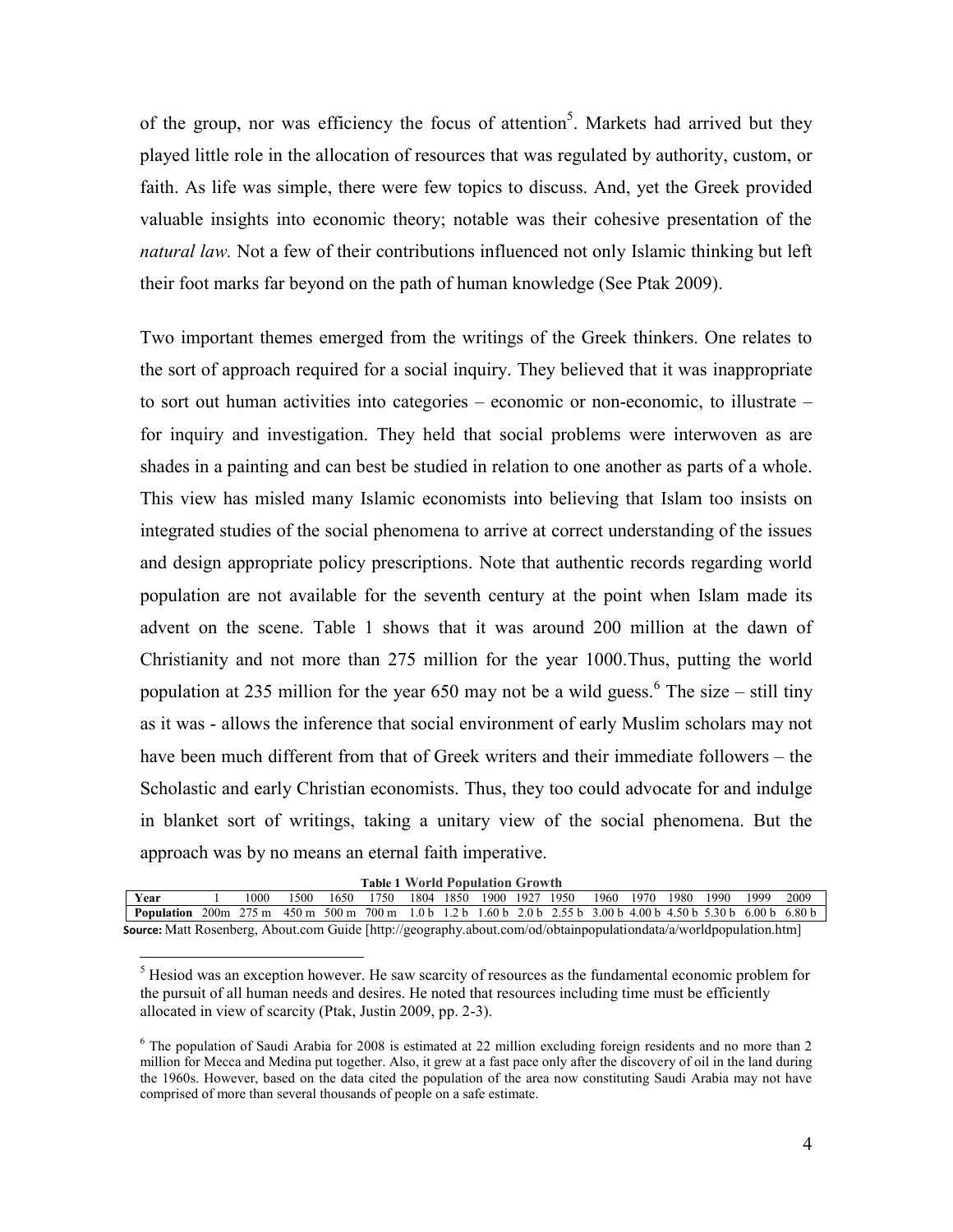of the group, nor was efficiency the focus of attention[5]. Markets had arrived but they played little role in the allocation of resources that was regulated by authority, custom, or faith. As life was simple, there were few topics to discuss. And, yet the Greek provided valuable insights into economic theory; notable was their cohesive presentation of the *natural law.* Not a few of their contributions influenced not only Islamic thinking but left their foot marks far beyond on the path of human knowledge (See Ptak 2009).

Two important themes emerged from the writings of the Greek thinkers. One relates to the sort of approach required for a social inquiry. They believed that it was inappropriate to sort out human activities into categories – economic or non-economic, to illustrate – for inquiry and investigation. They held that social problems were interwoven as are shades in a painting and can best be studied in relation to one another as parts of a whole. This view has misled many Islamic economists into believing that Islam too insists on integrated studies of the social phenomena to arrive at correct understanding of the issues and design appropriate policy prescriptions. Note that authentic records regarding world population are not available for the seventh century at the point when Islam made its advent on the scene. Table 1 shows that it was around 200 million at the dawn of Christianity and not more than 275 million for the year 1000.Thus, putting the world population at 235 million for the year 650 may not be a wild guess.[6] The size – still tiny as it was - allows the inference that social environment of early Muslim scholars may not have been much different from that of Greek writers and their immediate followers – the Scholastic and early Christian economists. Thus, they too could advocate for and indulge in blanket sort of writings, taking a unitary view of the social phenomena. But the approach was by no means an eternal faith imperative.

**Table 1** World Population Growth

| **Year** | 1 | 1000 | 1500 | 1650 | 1750 | 1804 | 1850 | 1900 | 1927 | 1950 | 1960 | 1970 | 1980 | 1990 | 1999 | 2009 |
|---|---|---|---|---|---|---|---|---|---|---|---|---|---|---|---|---|
| **Population** | 200m | 275 m | 450 m | 500 m | 700 m | 1.0 b | 1.2 b | 1.60 b | 2.0 b | 2.55 b | 3.00 b | 4.00 b | 4.50 b | 5.30 b | 6.00 b | 6.80 b |

**Source:** Matt Rosenberg, About.com Guide [http://geography.about.com/od/obtainpopulationdata/a/worldpopulation.htm]

[5] Hesiod was an exception however. He saw scarcity of resources as the fundamental economic problem for the pursuit of all human needs and desires. He noted that resources including time must be efficiently allocated in view of scarcity (Ptak, Justin 2009, pp. 2-3).

[6] The population of Saudi Arabia for 2008 is estimated at 22 million excluding foreign residents and no more than 2 million for Mecca and Medina put together. Also, it grew at a fast pace only after the discovery of oil in the land during the 1960s. However, based on the data cited the population of the area now constituting Saudi Arabia may not have comprised of more than several thousands of people on a safe estimate.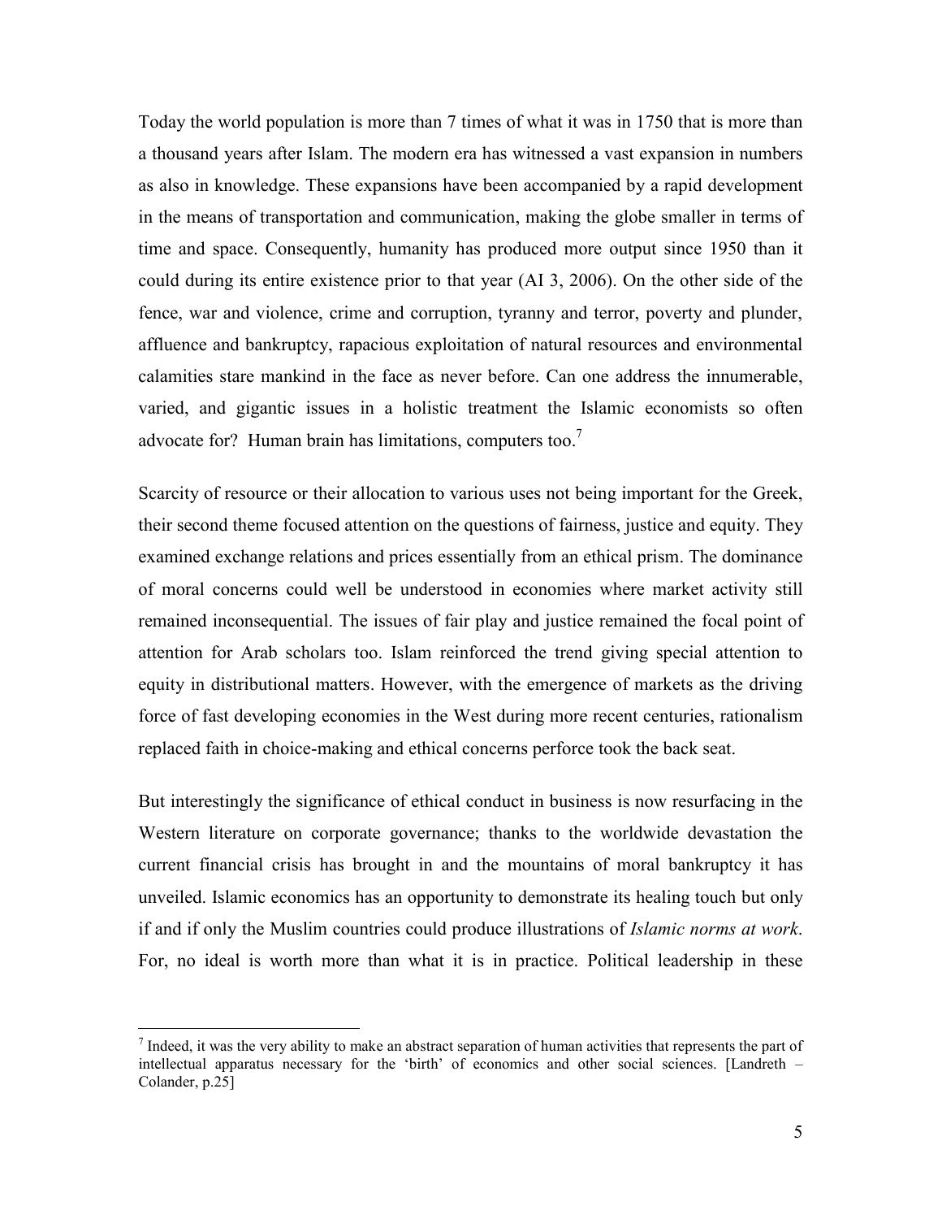Today the world population is more than 7 times of what it was in 1750 that is more than a thousand years after Islam. The modern era has witnessed a vast expansion in numbers as also in knowledge. These expansions have been accompanied by a rapid development in the means of transportation and communication, making the globe smaller in terms of time and space. Consequently, humanity has produced more output since 1950 than it could during its entire existence prior to that year (AI 3, 2006). On the other side of the fence, war and violence, crime and corruption, tyranny and terror, poverty and plunder, affluence and bankruptcy, rapacious exploitation of natural resources and environmental calamities stare mankind in the face as never before. Can one address the innumerable, varied, and gigantic issues in a holistic treatment the Islamic economists so often advocate for? Human brain has limitations, computers too.[7]

Scarcity of resource or their allocation to various uses not being important for the Greek, their second theme focused attention on the questions of fairness, justice and equity. They examined exchange relations and prices essentially from an ethical prism. The dominance of moral concerns could well be understood in economies where market activity still remained inconsequential. The issues of fair play and justice remained the focal point of attention for Arab scholars too. Islam reinforced the trend giving special attention to equity in distributional matters. However, with the emergence of markets as the driving force of fast developing economies in the West during more recent centuries, rationalism replaced faith in choice-making and ethical concerns perforce took the back seat.

But interestingly the significance of ethical conduct in business is now resurfacing in the Western literature on corporate governance; thanks to the worldwide devastation the current financial crisis has brought in and the mountains of moral bankruptcy it has unveiled. Islamic economics has an opportunity to demonstrate its healing touch but only if and if only the Muslim countries could produce illustrations of *Islamic norms at work*. For, no ideal is worth more than what it is in practice. Political leadership in these

[7] Indeed, it was the very ability to make an abstract separation of human activities that represents the part of intellectual apparatus necessary for the 'birth' of economics and other social sciences. [Landreth – Colander, p.25]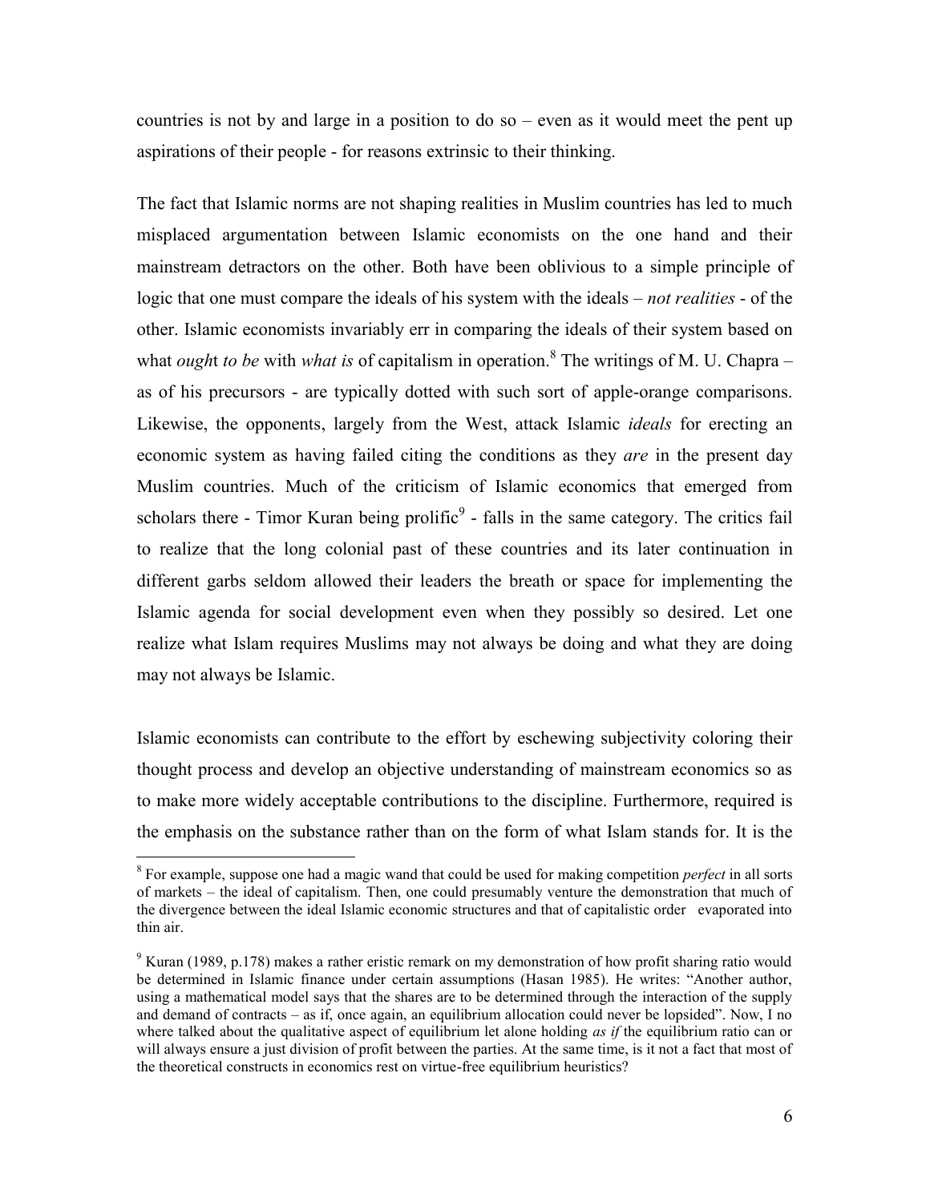countries is not by and large in a position to do so – even as it would meet the pent up aspirations of their people - for reasons extrinsic to their thinking.

The fact that Islamic norms are not shaping realities in Muslim countries has led to much misplaced argumentation between Islamic economists on the one hand and their mainstream detractors on the other. Both have been oblivious to a simple principle of logic that one must compare the ideals of his system with the ideals – *not realities* - of the other. Islamic economists invariably err in comparing the ideals of their system based on what *ought to be* with *what is* of capitalism in operation.[8] The writings of M. U. Chapra – as of his precursors - are typically dotted with such sort of apple-orange comparisons. Likewise, the opponents, largely from the West, attack Islamic *ideals* for erecting an economic system as having failed citing the conditions as they *are* in the present day Muslim countries. Much of the criticism of Islamic economics that emerged from scholars there - Timor Kuran being prolific[9] - falls in the same category. The critics fail to realize that the long colonial past of these countries and its later continuation in different garbs seldom allowed their leaders the breath or space for implementing the Islamic agenda for social development even when they possibly so desired. Let one realize what Islam requires Muslims may not always be doing and what they are doing may not always be Islamic.

Islamic economists can contribute to the effort by eschewing subjectivity coloring their thought process and develop an objective understanding of mainstream economics so as to make more widely acceptable contributions to the discipline. Furthermore, required is the emphasis on the substance rather than on the form of what Islam stands for. It is the

---

[8] For example, suppose one had a magic wand that could be used for making competition *perfect* in all sorts of markets – the ideal of capitalism. Then, one could presumably venture the demonstration that much of the divergence between the ideal Islamic economic structures and that of capitalistic order evaporated into thin air.

[9] Kuran (1989, p.178) makes a rather eristic remark on my demonstration of how profit sharing ratio would be determined in Islamic finance under certain assumptions (Hasan 1985). He writes: "Another author, using a mathematical model says that the shares are to be determined through the interaction of the supply and demand of contracts – as if, once again, an equilibrium allocation could never be lopsided". Now, I no where talked about the qualitative aspect of equilibrium let alone holding *as if* the equilibrium ratio can or will always ensure a just division of profit between the parties. At the same time, is it not a fact that most of the theoretical constructs in economics rest on virtue-free equilibrium heuristics?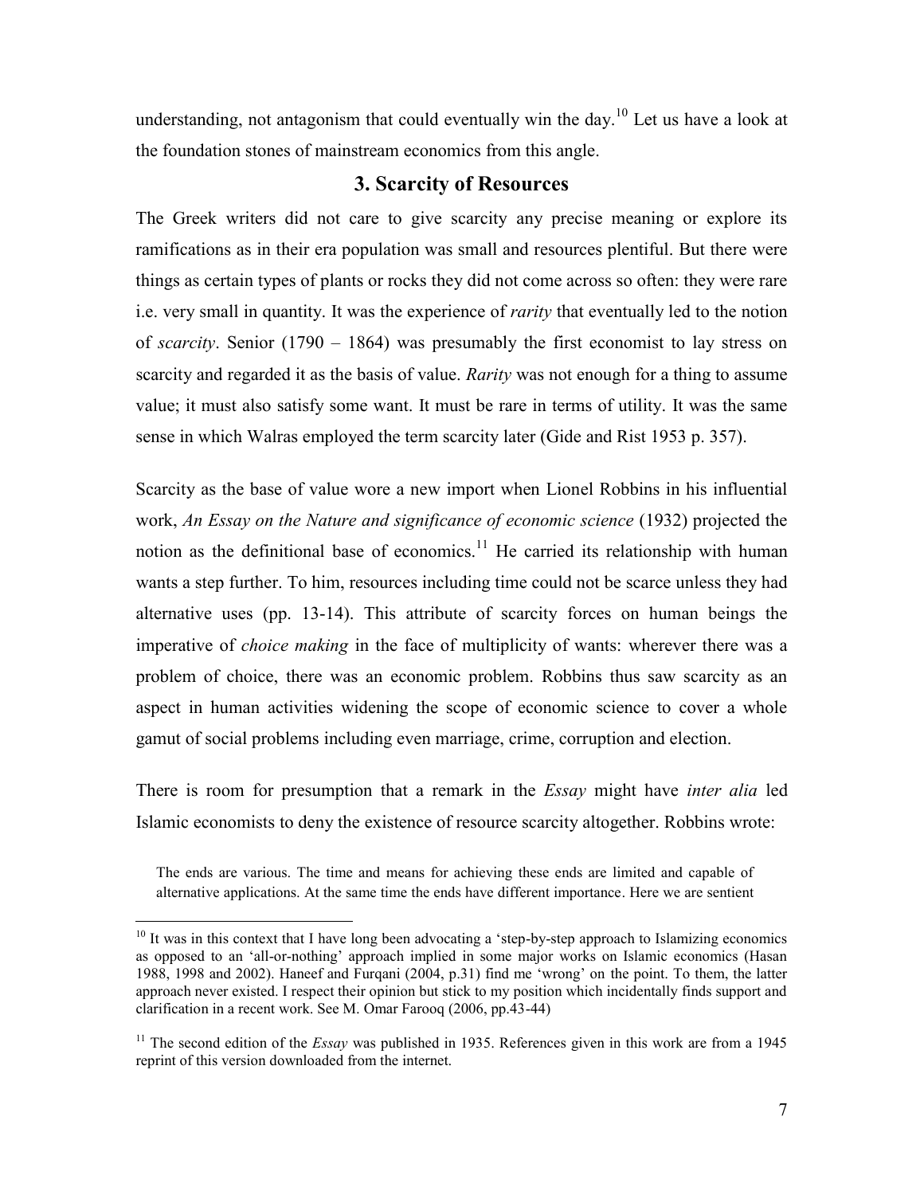understanding, not antagonism that could eventually win the day.[10] Let us have a look at the foundation stones of mainstream economics from this angle.

## 3. Scarcity of Resources

The Greek writers did not care to give scarcity any precise meaning or explore its ramifications as in their era population was small and resources plentiful. But there were things as certain types of plants or rocks they did not come across so often: they were rare i.e. very small in quantity. It was the experience of *rarity* that eventually led to the notion of *scarcity*. Senior (1790 – 1864) was presumably the first economist to lay stress on scarcity and regarded it as the basis of value. *Rarity* was not enough for a thing to assume value; it must also satisfy some want. It must be rare in terms of utility. It was the same sense in which Walras employed the term scarcity later (Gide and Rist 1953 p. 357).

Scarcity as the base of value wore a new import when Lionel Robbins in his influential work, *An Essay on the Nature and significance of economic science* (1932) projected the notion as the definitional base of economics.[11] He carried its relationship with human wants a step further. To him, resources including time could not be scarce unless they had alternative uses (pp. 13-14). This attribute of scarcity forces on human beings the imperative of *choice making* in the face of multiplicity of wants: wherever there was a problem of choice, there was an economic problem. Robbins thus saw scarcity as an aspect in human activities widening the scope of economic science to cover a whole gamut of social problems including even marriage, crime, corruption and election.

There is room for presumption that a remark in the *Essay* might have *inter alia* led Islamic economists to deny the existence of resource scarcity altogether. Robbins wrote:

> The ends are various. The time and means for achieving these ends are limited and capable of alternative applications. At the same time the ends have different importance. Here we are sentient

---

[10] It was in this context that I have long been advocating a 'step-by-step approach to Islamizing economics as opposed to an 'all-or-nothing' approach implied in some major works on Islamic economics (Hasan 1988, 1998 and 2002). Haneef and Furqani (2004, p.31) find me 'wrong' on the point. To them, the latter approach never existed. I respect their opinion but stick to my position which incidentally finds support and clarification in a recent work. See M. Omar Farooq (2006, pp.43-44)

[11] The second edition of the *Essay* was published in 1935. References given in this work are from a 1945 reprint of this version downloaded from the internet.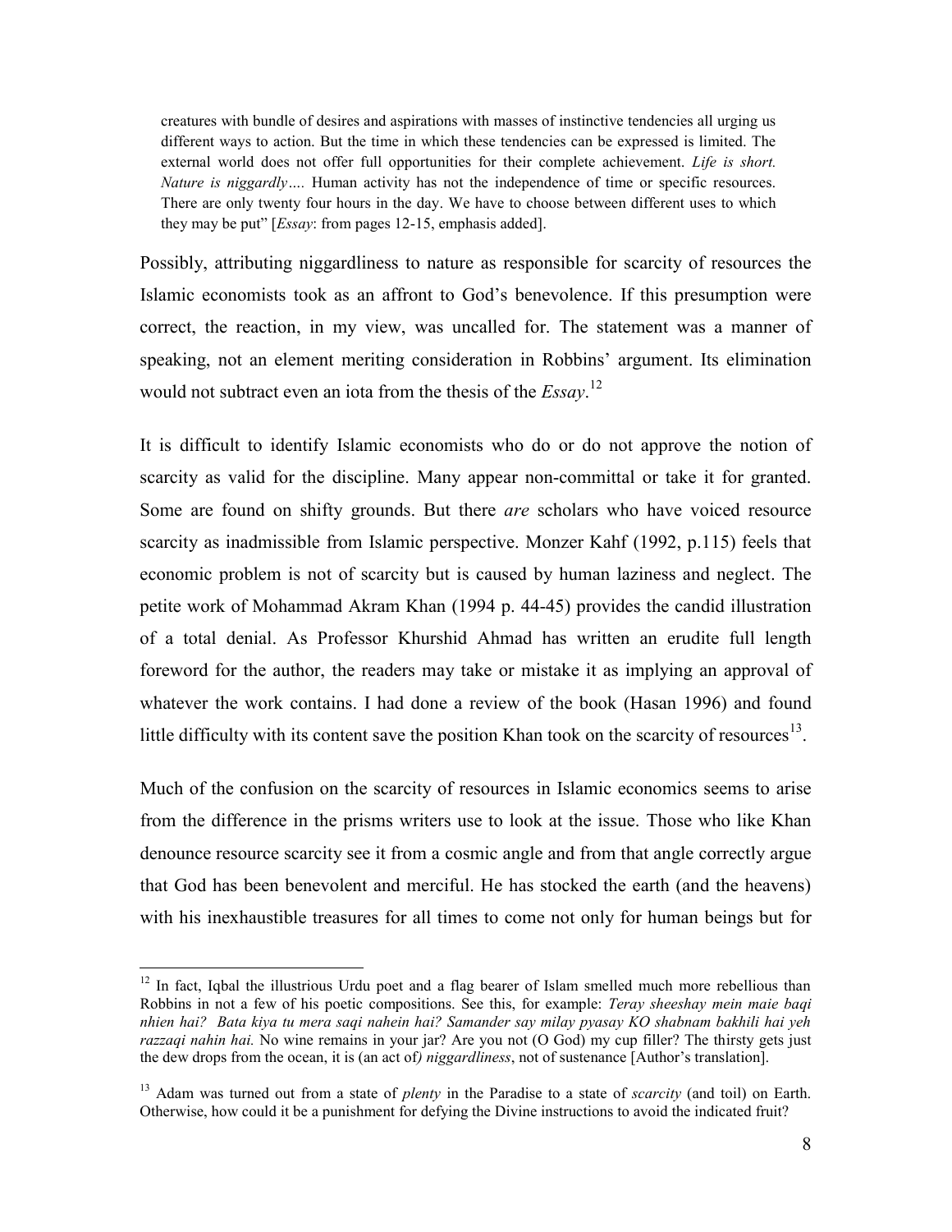> creatures with bundle of desires and aspirations with masses of instinctive tendencies all urging us different ways to action. But the time in which these tendencies can be expressed is limited. The external world does not offer full opportunities for their complete achievement. *Life is short. Nature is niggardly….* Human activity has not the independence of time or specific resources. There are only twenty four hours in the day. We have to choose between different uses to which they may be put" [*Essay*: from pages 12-15, emphasis added].

Possibly, attributing niggardliness to nature as responsible for scarcity of resources the Islamic economists took as an affront to God's benevolence. If this presumption were correct, the reaction, in my view, was uncalled for. The statement was a manner of speaking, not an element meriting consideration in Robbins' argument. Its elimination would not subtract even an iota from the thesis of the *Essay*.[12]

It is difficult to identify Islamic economists who do or do not approve the notion of scarcity as valid for the discipline. Many appear non-committal or take it for granted. Some are found on shifty grounds. But there *are* scholars who have voiced resource scarcity as inadmissible from Islamic perspective. Monzer Kahf (1992, p.115) feels that economic problem is not of scarcity but is caused by human laziness and neglect. The petite work of Mohammad Akram Khan (1994 p. 44-45) provides the candid illustration of a total denial. As Professor Khurshid Ahmad has written an erudite full length foreword for the author, the readers may take or mistake it as implying an approval of whatever the work contains. I had done a review of the book (Hasan 1996) and found little difficulty with its content save the position Khan took on the scarcity of resources[13].

Much of the confusion on the scarcity of resources in Islamic economics seems to arise from the difference in the prisms writers use to look at the issue. Those who like Khan denounce resource scarcity see it from a cosmic angle and from that angle correctly argue that God has been benevolent and merciful. He has stocked the earth (and the heavens) with his inexhaustible treasures for all times to come not only for human beings but for

---

[12] In fact, Iqbal the illustrious Urdu poet and a flag bearer of Islam smelled much more rebellious than Robbins in not a few of his poetic compositions. See this, for example: *Teray sheeshay mein maie baqi nhien hai? Bata kiya tu mera saqi nahein hai? Samander say milay pyasay KO shabnam bakhili hai yeh razzaqi nahin hai.* No wine remains in your jar? Are you not (O God) my cup filler? The thirsty gets just the dew drops from the ocean, it is (an act of*) niggardliness*, not of sustenance [Author's translation].

[13] Adam was turned out from a state of *plenty* in the Paradise to a state of *scarcity* (and toil) on Earth. Otherwise, how could it be a punishment for defying the Divine instructions to avoid the indicated fruit?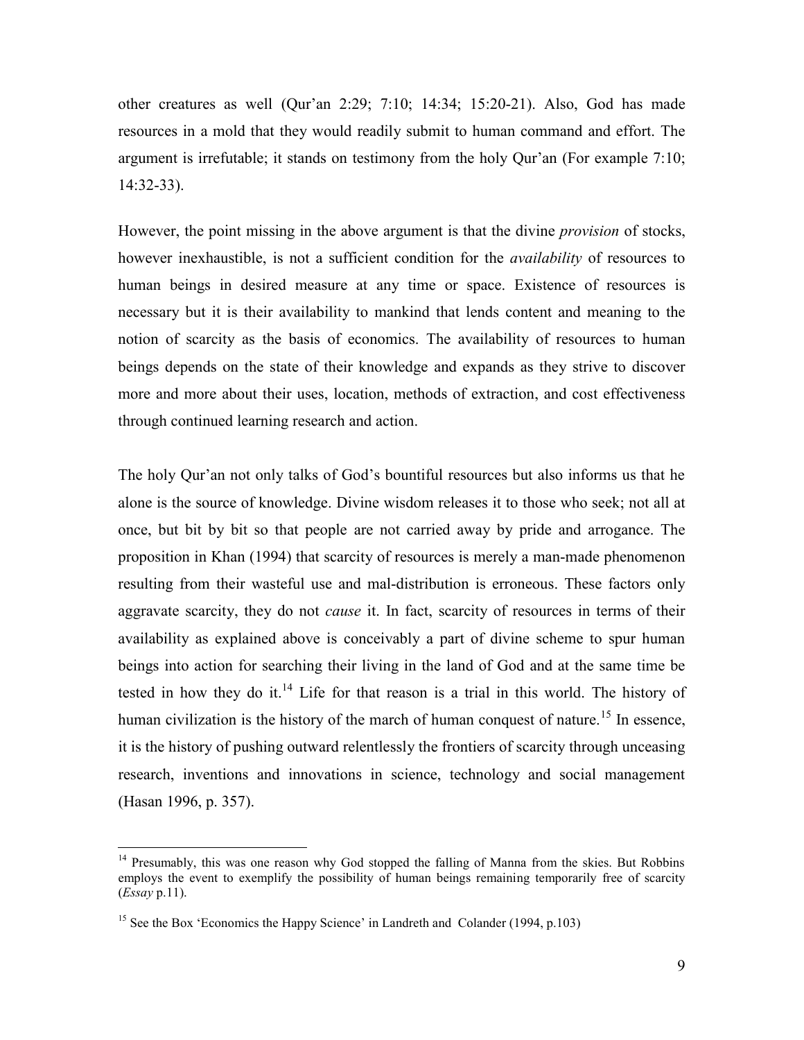other creatures as well (Qur'an 2:29; 7:10; 14:34; 15:20-21). Also, God has made resources in a mold that they would readily submit to human command and effort. The argument is irrefutable; it stands on testimony from the holy Qur'an (For example 7:10; 14:32-33).

However, the point missing in the above argument is that the divine *provision* of stocks, however inexhaustible, is not a sufficient condition for the *availability* of resources to human beings in desired measure at any time or space. Existence of resources is necessary but it is their availability to mankind that lends content and meaning to the notion of scarcity as the basis of economics. The availability of resources to human beings depends on the state of their knowledge and expands as they strive to discover more and more about their uses, location, methods of extraction, and cost effectiveness through continued learning research and action.

The holy Qur'an not only talks of God's bountiful resources but also informs us that he alone is the source of knowledge. Divine wisdom releases it to those who seek; not all at once, but bit by bit so that people are not carried away by pride and arrogance. The proposition in Khan (1994) that scarcity of resources is merely a man-made phenomenon resulting from their wasteful use and mal-distribution is erroneous. These factors only aggravate scarcity, they do not *cause* it. In fact, scarcity of resources in terms of their availability as explained above is conceivably a part of divine scheme to spur human beings into action for searching their living in the land of God and at the same time be tested in how they do it.[14] Life for that reason is a trial in this world. The history of human civilization is the history of the march of human conquest of nature.[15] In essence, it is the history of pushing outward relentlessly the frontiers of scarcity through unceasing research, inventions and innovations in science, technology and social management (Hasan 1996, p. 357).

---

[14] Presumably, this was one reason why God stopped the falling of Manna from the skies. But Robbins employs the event to exemplify the possibility of human beings remaining temporarily free of scarcity (*Essay* p.11).

[15] See the Box 'Economics the Happy Science' in Landreth and Colander (1994, p.103)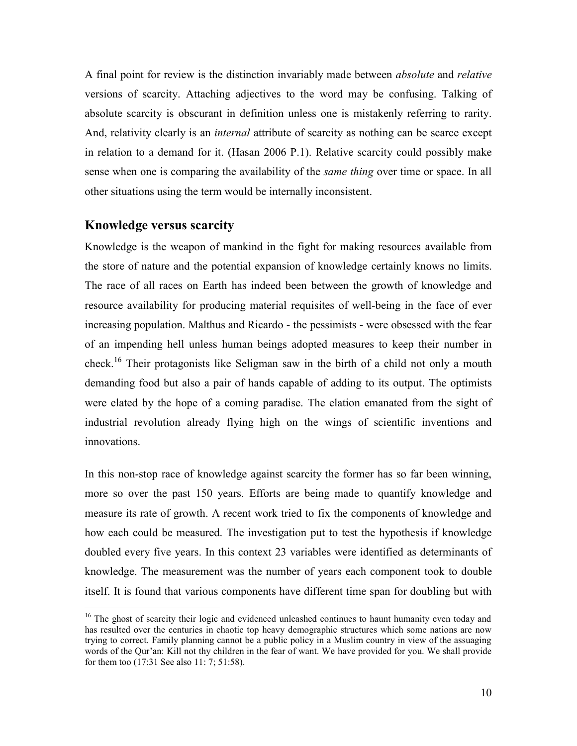A final point for review is the distinction invariably made between *absolute* and *relative* versions of scarcity. Attaching adjectives to the word may be confusing. Talking of absolute scarcity is obscurant in definition unless one is mistakenly referring to rarity. And, relativity clearly is an *internal* attribute of scarcity as nothing can be scarce except in relation to a demand for it. (Hasan 2006 P.1). Relative scarcity could possibly make sense when one is comparing the availability of the *same thing* over time or space. In all other situations using the term would be internally inconsistent.

## Knowledge versus scarcity

Knowledge is the weapon of mankind in the fight for making resources available from the store of nature and the potential expansion of knowledge certainly knows no limits. The race of all races on Earth has indeed been between the growth of knowledge and resource availability for producing material requisites of well-being in the face of ever increasing population. Malthus and Ricardo - the pessimists - were obsessed with the fear of an impending hell unless human beings adopted measures to keep their number in check.[16] Their protagonists like Seligman saw in the birth of a child not only a mouth demanding food but also a pair of hands capable of adding to its output. The optimists were elated by the hope of a coming paradise. The elation emanated from the sight of industrial revolution already flying high on the wings of scientific inventions and innovations.

In this non-stop race of knowledge against scarcity the former has so far been winning, more so over the past 150 years. Efforts are being made to quantify knowledge and measure its rate of growth. A recent work tried to fix the components of knowledge and how each could be measured. The investigation put to test the hypothesis if knowledge doubled every five years. In this context 23 variables were identified as determinants of knowledge. The measurement was the number of years each component took to double itself. It is found that various components have different time span for doubling but with

[16] The ghost of scarcity their logic and evidenced unleashed continues to haunt humanity even today and has resulted over the centuries in chaotic top heavy demographic structures which some nations are now trying to correct. Family planning cannot be a public policy in a Muslim country in view of the assuaging words of the Qur'an: Kill not thy children in the fear of want. We have provided for you. We shall provide for them too (17:31 See also 11: 7; 51:58).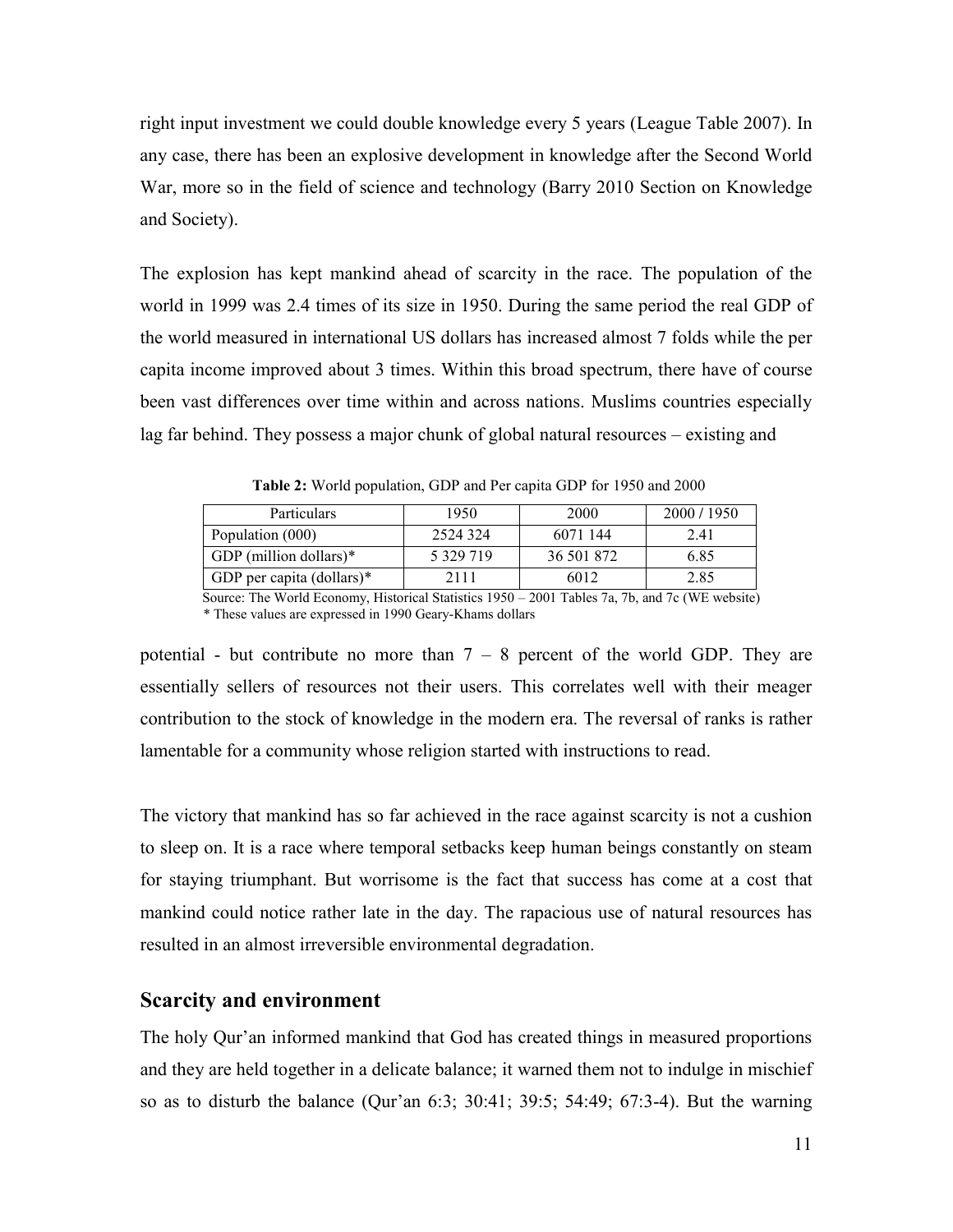right input investment we could double knowledge every 5 years (League Table 2007). In any case, there has been an explosive development in knowledge after the Second World War, more so in the field of science and technology (Barry 2010 Section on Knowledge and Society).

The explosion has kept mankind ahead of scarcity in the race. The population of the world in 1999 was 2.4 times of its size in 1950. During the same period the real GDP of the world measured in international US dollars has increased almost 7 folds while the per capita income improved about 3 times. Within this broad spectrum, there have of course been vast differences over time within and across nations. Muslims countries especially lag far behind. They possess a major chunk of global natural resources – existing and potential - but contribute no more than 7 – 8 percent of the world GDP. They are essentially sellers of resources not their users. This correlates well with their meager contribution to the stock of knowledge in the modern era. The reversal of ranks is rather lamentable for a community whose religion started with instructions to read.

**Table 2:** World population, GDP and Per capita GDP for 1950 and 2000

| Particulars | 1950 | 2000 | 2000 / 1950 |
|---|---|---|---|
| Population (000) | 2524 324 | 6071 144 | 2.41 |
| GDP (million dollars)* | 5 329 719 | 36 501 872 | 6.85 |
| GDP per capita (dollars)* | 2111 | 6012 | 2.85 |

Source: The World Economy, Historical Statistics 1950 – 2001 Tables 7a, 7b, and 7c (WE website)
* These values are expressed in 1990 Geary-Khams dollars

The victory that mankind has so far achieved in the race against scarcity is not a cushion to sleep on. It is a race where temporal setbacks keep human beings constantly on steam for staying triumphant. But worrisome is the fact that success has come at a cost that mankind could notice rather late in the day. The rapacious use of natural resources has resulted in an almost irreversible environmental degradation.

## Scarcity and environment

The holy Qur'an informed mankind that God has created things in measured proportions and they are held together in a delicate balance; it warned them not to indulge in mischief so as to disturb the balance (Qur'an 6:3; 30:41; 39:5; 54:49; 67:3-4). But the warning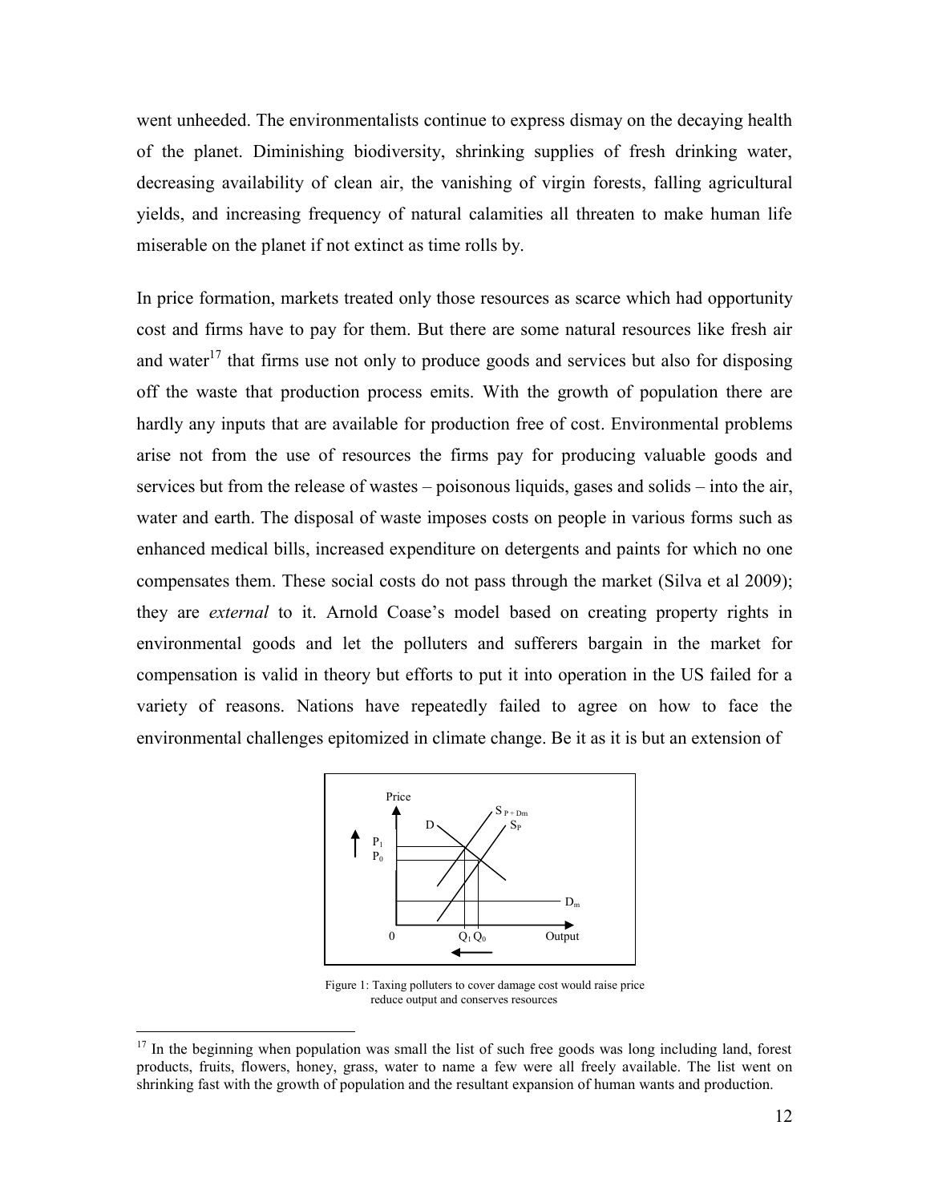went unheeded. The environmentalists continue to express dismay on the decaying health of the planet. Diminishing biodiversity, shrinking supplies of fresh drinking water, decreasing availability of clean air, the vanishing of virgin forests, falling agricultural yields, and increasing frequency of natural calamities all threaten to make human life miserable on the planet if not extinct as time rolls by.

In price formation, markets treated only those resources as scarce which had opportunity cost and firms have to pay for them. But there are some natural resources like fresh air and water[17] that firms use not only to produce goods and services but also for disposing off the waste that production process emits. With the growth of population there are hardly any inputs that are available for production free of cost. Environmental problems arise not from the use of resources the firms pay for producing valuable goods and services but from the release of wastes – poisonous liquids, gases and solids – into the air, water and earth. The disposal of waste imposes costs on people in various forms such as enhanced medical bills, increased expenditure on detergents and paints for which no one compensates them. These social costs do not pass through the market (Silva et al 2009); they are *external* to it. Arnold Coase's model based on creating property rights in environmental goods and let the polluters and sufferers bargain in the market for compensation is valid in theory but efforts to put it into operation in the US failed for a variety of reasons. Nations have repeatedly failed to agree on how to face the environmental challenges epitomized in climate change. Be it as it is but an extension of

Figure 1: Taxing polluters to cover damage cost would raise price reduce output and conserves resources

[17] In the beginning when population was small the list of such free goods was long including land, forest products, fruits, flowers, honey, grass, water to name a few were all freely available. The list went on shrinking fast with the growth of population and the resultant expansion of human wants and production.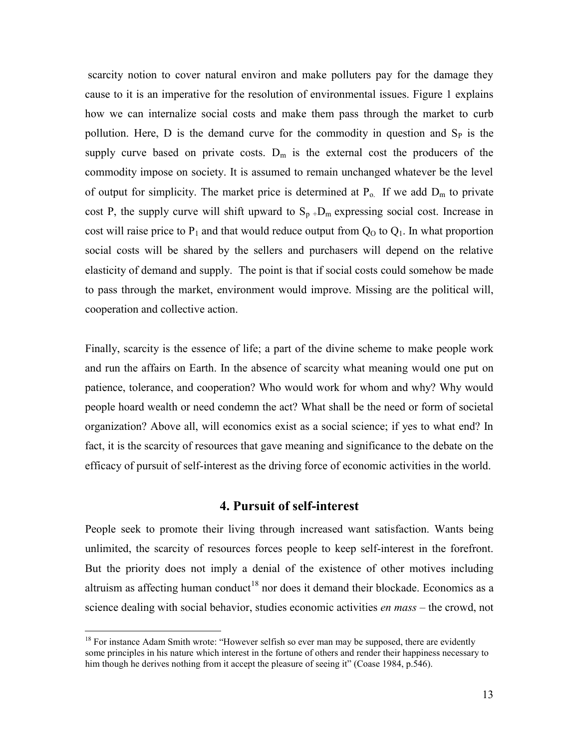scarcity notion to cover natural environ and make polluters pay for the damage they cause to it is an imperative for the resolution of environmental issues. Figure 1 explains how we can internalize social costs and make them pass through the market to curb pollution. Here, D is the demand curve for the commodity in question and $S_P$ is the supply curve based on private costs. $D_m$ is the external cost the producers of the commodity impose on society. It is assumed to remain unchanged whatever be the level of output for simplicity. The market price is determined at $P_o$. If we add $D_m$ to private cost P, the supply curve will shift upward to $S_p +D_m$ expressing social cost. Increase in cost will raise price to $P_1$ and that would reduce output from $Q_O$ to $Q_1$. In what proportion social costs will be shared by the sellers and purchasers will depend on the relative elasticity of demand and supply. The point is that if social costs could somehow be made to pass through the market, environment would improve. Missing are the political will, cooperation and collective action.

Finally, scarcity is the essence of life; a part of the divine scheme to make people work and run the affairs on Earth. In the absence of scarcity what meaning would one put on patience, tolerance, and cooperation? Who would work for whom and why? Why would people hoard wealth or need condemn the act? What shall be the need or form of societal organization? Above all, will economics exist as a social science; if yes to what end? In fact, it is the scarcity of resources that gave meaning and significance to the debate on the efficacy of pursuit of self-interest as the driving force of economic activities in the world.

## 4. Pursuit of self-interest

People seek to promote their living through increased want satisfaction. Wants being unlimited, the scarcity of resources forces people to keep self-interest in the forefront. But the priority does not imply a denial of the existence of other motives including altruism as affecting human conduct[18] nor does it demand their blockade. Economics as a science dealing with social behavior, studies economic activities *en mass* – the crowd, not

[18] For instance Adam Smith wrote: "However selfish so ever man may be supposed, there are evidently some principles in his nature which interest in the fortune of others and render their happiness necessary to him though he derives nothing from it accept the pleasure of seeing it" (Coase 1984, p.546).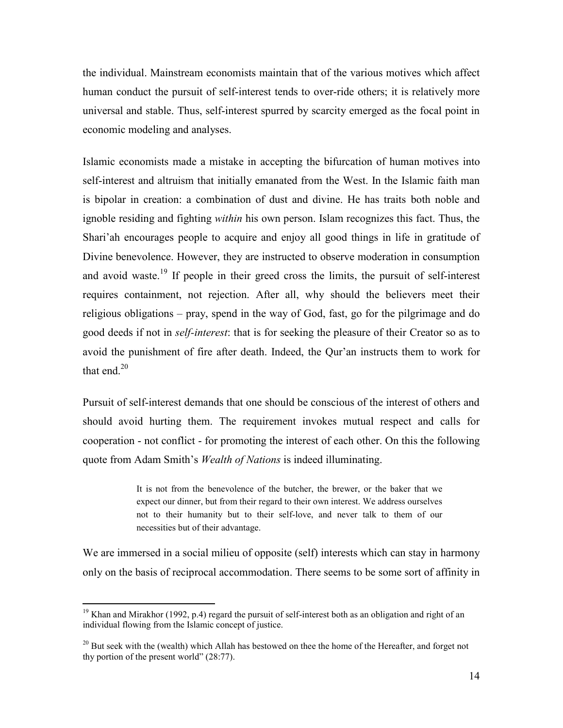the individual. Mainstream economists maintain that of the various motives which affect human conduct the pursuit of self-interest tends to over-ride others; it is relatively more universal and stable. Thus, self-interest spurred by scarcity emerged as the focal point in economic modeling and analyses.

Islamic economists made a mistake in accepting the bifurcation of human motives into self-interest and altruism that initially emanated from the West. In the Islamic faith man is bipolar in creation: a combination of dust and divine. He has traits both noble and ignoble residing and fighting *within* his own person. Islam recognizes this fact. Thus, the Shari'ah encourages people to acquire and enjoy all good things in life in gratitude of Divine benevolence. However, they are instructed to observe moderation in consumption and avoid waste.[19] If people in their greed cross the limits, the pursuit of self-interest requires containment, not rejection. After all, why should the believers meet their religious obligations – pray, spend in the way of God, fast, go for the pilgrimage and do good deeds if not in *self-interest*: that is for seeking the pleasure of their Creator so as to avoid the punishment of fire after death. Indeed, the Qur'an instructs them to work for that end.[20]

Pursuit of self-interest demands that one should be conscious of the interest of others and should avoid hurting them. The requirement invokes mutual respect and calls for cooperation - not conflict - for promoting the interest of each other. On this the following quote from Adam Smith's *Wealth of Nations* is indeed illuminating.

> It is not from the benevolence of the butcher, the brewer, or the baker that we expect our dinner, but from their regard to their own interest. We address ourselves not to their humanity but to their self-love, and never talk to them of our necessities but of their advantage.

We are immersed in a social milieu of opposite (self) interests which can stay in harmony only on the basis of reciprocal accommodation. There seems to be some sort of affinity in

---

[19] Khan and Mirakhor (1992, p.4) regard the pursuit of self-interest both as an obligation and right of an individual flowing from the Islamic concept of justice.

[20] But seek with the (wealth) which Allah has bestowed on thee the home of the Hereafter, and forget not thy portion of the present world" (28:77).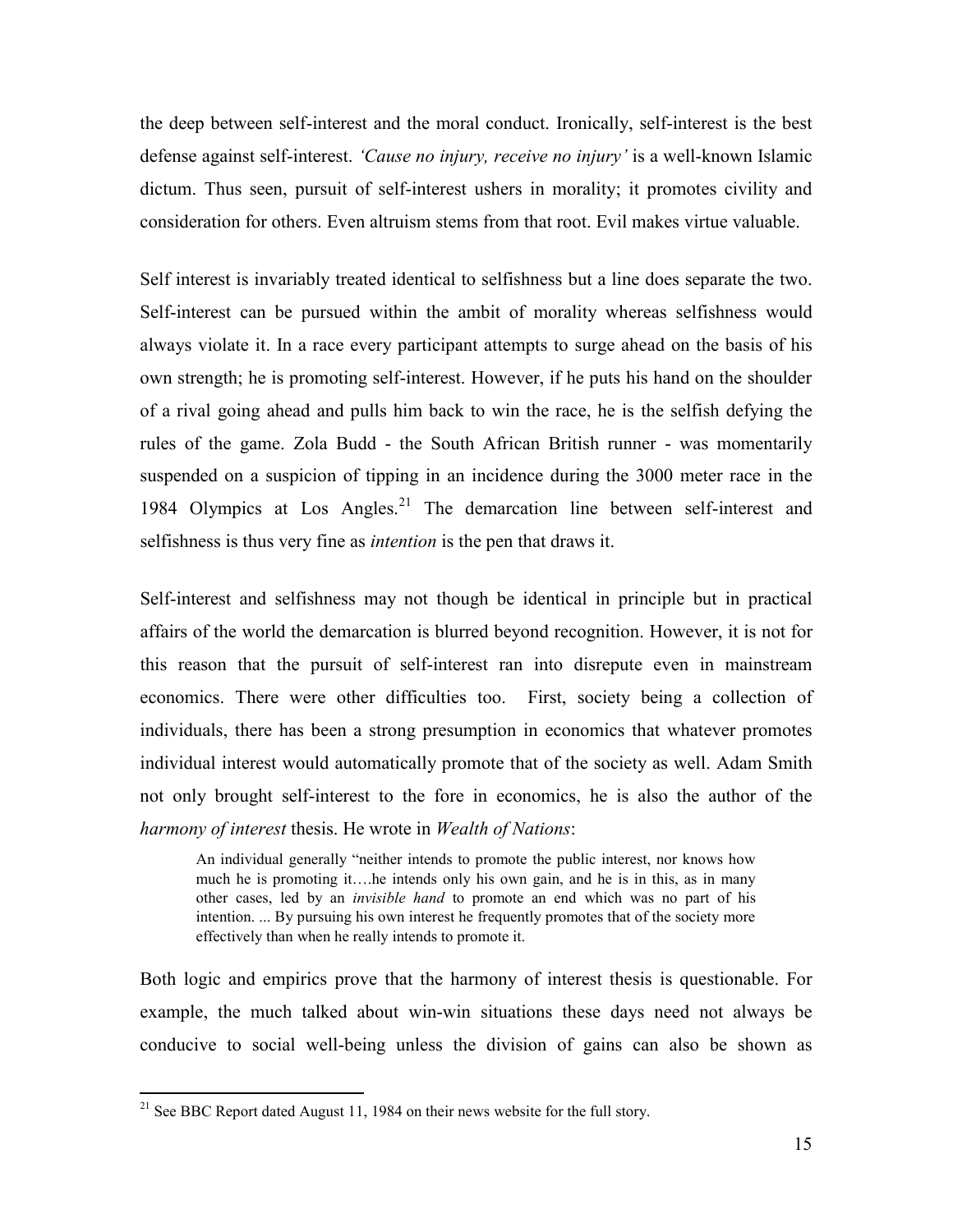the deep between self-interest and the moral conduct. Ironically, self-interest is the best defense against self-interest. *'Cause no injury, receive no injury'* is a well-known Islamic dictum. Thus seen, pursuit of self-interest ushers in morality; it promotes civility and consideration for others. Even altruism stems from that root. Evil makes virtue valuable.

Self interest is invariably treated identical to selfishness but a line does separate the two. Self-interest can be pursued within the ambit of morality whereas selfishness would always violate it. In a race every participant attempts to surge ahead on the basis of his own strength; he is promoting self-interest. However, if he puts his hand on the shoulder of a rival going ahead and pulls him back to win the race, he is the selfish defying the rules of the game. Zola Budd - the South African British runner - was momentarily suspended on a suspicion of tipping in an incidence during the 3000 meter race in the 1984 Olympics at Los Angles.[21] The demarcation line between self-interest and selfishness is thus very fine as *intention* is the pen that draws it.

Self-interest and selfishness may not though be identical in principle but in practical affairs of the world the demarcation is blurred beyond recognition. However, it is not for this reason that the pursuit of self-interest ran into disrepute even in mainstream economics. There were other difficulties too. First, society being a collection of individuals, there has been a strong presumption in economics that whatever promotes individual interest would automatically promote that of the society as well. Adam Smith not only brought self-interest to the fore in economics, he is also the author of the *harmony of interest* thesis. He wrote in *Wealth of Nations*:

> An individual generally "neither intends to promote the public interest, nor knows how much he is promoting it….he intends only his own gain, and he is in this, as in many other cases, led by an *invisible hand* to promote an end which was no part of his intention. ... By pursuing his own interest he frequently promotes that of the society more effectively than when he really intends to promote it.

Both logic and empirics prove that the harmony of interest thesis is questionable. For example, the much talked about win-win situations these days need not always be conducive to social well-being unless the division of gains can also be shown as

---

[21] See BBC Report dated August 11, 1984 on their news website for the full story.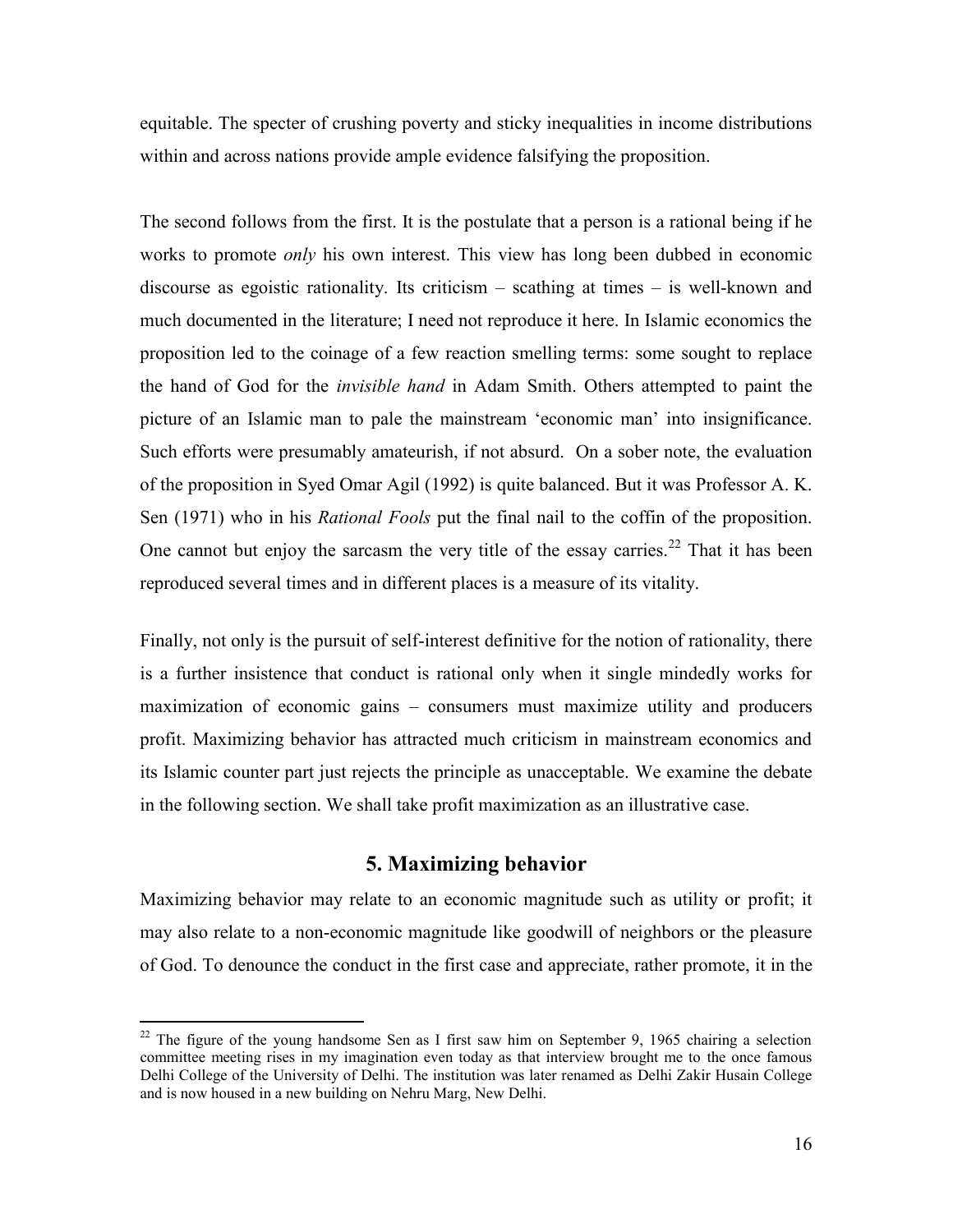equitable. The specter of crushing poverty and sticky inequalities in income distributions within and across nations provide ample evidence falsifying the proposition.

The second follows from the first. It is the postulate that a person is a rational being if he works to promote *only* his own interest. This view has long been dubbed in economic discourse as egoistic rationality. Its criticism – scathing at times – is well-known and much documented in the literature; I need not reproduce it here. In Islamic economics the proposition led to the coinage of a few reaction smelling terms: some sought to replace the hand of God for the *invisible hand* in Adam Smith. Others attempted to paint the picture of an Islamic man to pale the mainstream 'economic man' into insignificance. Such efforts were presumably amateurish, if not absurd. On a sober note, the evaluation of the proposition in Syed Omar Agil (1992) is quite balanced. But it was Professor A. K. Sen (1971) who in his *Rational Fools* put the final nail to the coffin of the proposition. One cannot but enjoy the sarcasm the very title of the essay carries.[22] That it has been reproduced several times and in different places is a measure of its vitality.

Finally, not only is the pursuit of self-interest definitive for the notion of rationality, there is a further insistence that conduct is rational only when it single mindedly works for maximization of economic gains – consumers must maximize utility and producers profit. Maximizing behavior has attracted much criticism in mainstream economics and its Islamic counter part just rejects the principle as unacceptable. We examine the debate in the following section. We shall take profit maximization as an illustrative case.

## 5. Maximizing behavior

Maximizing behavior may relate to an economic magnitude such as utility or profit; it may also relate to a non-economic magnitude like goodwill of neighbors or the pleasure of God. To denounce the conduct in the first case and appreciate, rather promote, it in the

---

[22] The figure of the young handsome Sen as I first saw him on September 9, 1965 chairing a selection committee meeting rises in my imagination even today as that interview brought me to the once famous Delhi College of the University of Delhi. The institution was later renamed as Delhi Zakir Husain College and is now housed in a new building on Nehru Marg, New Delhi.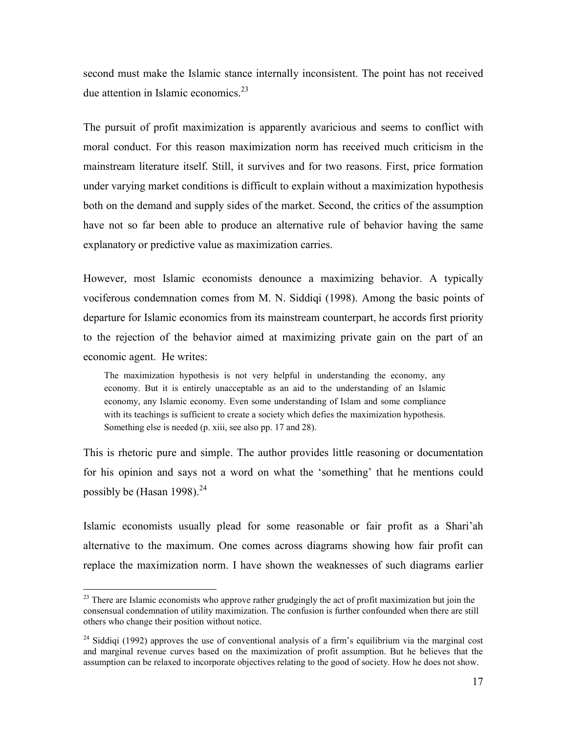second must make the Islamic stance internally inconsistent. The point has not received due attention in Islamic economics.[23]

The pursuit of profit maximization is apparently avaricious and seems to conflict with moral conduct. For this reason maximization norm has received much criticism in the mainstream literature itself. Still, it survives and for two reasons. First, price formation under varying market conditions is difficult to explain without a maximization hypothesis both on the demand and supply sides of the market. Second, the critics of the assumption have not so far been able to produce an alternative rule of behavior having the same explanatory or predictive value as maximization carries.

However, most Islamic economists denounce a maximizing behavior. A typically vociferous condemnation comes from M. N. Siddiqi (1998). Among the basic points of departure for Islamic economics from its mainstream counterpart, he accords first priority to the rejection of the behavior aimed at maximizing private gain on the part of an economic agent. He writes:

> The maximization hypothesis is not very helpful in understanding the economy, any economy. But it is entirely unacceptable as an aid to the understanding of an Islamic economy, any Islamic economy. Even some understanding of Islam and some compliance with its teachings is sufficient to create a society which defies the maximization hypothesis. Something else is needed (p. xiii, see also pp. 17 and 28).

This is rhetoric pure and simple. The author provides little reasoning or documentation for his opinion and says not a word on what the 'something' that he mentions could possibly be (Hasan 1998).[24]

Islamic economists usually plead for some reasonable or fair profit as a Shari'ah alternative to the maximum. One comes across diagrams showing how fair profit can replace the maximization norm. I have shown the weaknesses of such diagrams earlier

---

[23] There are Islamic economists who approve rather grudgingly the act of profit maximization but join the consensual condemnation of utility maximization. The confusion is further confounded when there are still others who change their position without notice.

[24] Siddiqi (1992) approves the use of conventional analysis of a firm's equilibrium via the marginal cost and marginal revenue curves based on the maximization of profit assumption. But he believes that the assumption can be relaxed to incorporate objectives relating to the good of society. How he does not show.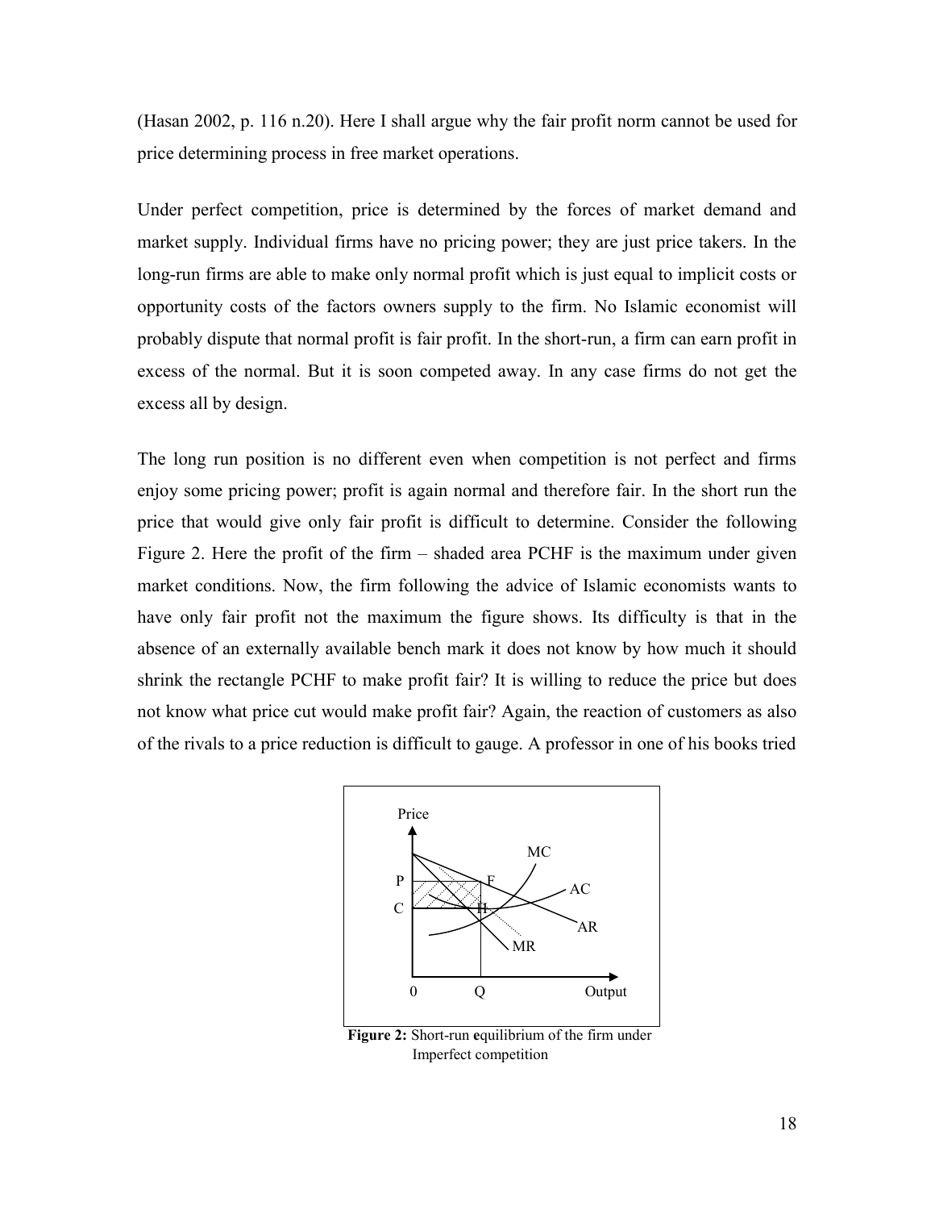(Hasan 2002, p. 116 n.20). Here I shall argue why the fair profit norm cannot be used for price determining process in free market operations.

Under perfect competition, price is determined by the forces of market demand and market supply. Individual firms have no pricing power; they are just price takers. In the long-run firms are able to make only normal profit which is just equal to implicit costs or opportunity costs of the factors owners supply to the firm. No Islamic economist will probably dispute that normal profit is fair profit. In the short-run, a firm can earn profit in excess of the normal. But it is soon competed away. In any case firms do not get the excess all by design.

The long run position is no different even when competition is not perfect and firms enjoy some pricing power; profit is again normal and therefore fair. In the short run the price that would give only fair profit is difficult to determine. Consider the following Figure 2. Here the profit of the firm – shaded area PCHF is the maximum under given market conditions. Now, the firm following the advice of Islamic economists wants to have only fair profit not the maximum the figure shows. Its difficulty is that in the absence of an externally available bench mark it does not know by how much it should shrink the rectangle PCHF to make profit fair? It is willing to reduce the price but does not know what price cut would make profit fair? Again, the reaction of customers as also of the rivals to a price reduction is difficult to gauge. A professor in one of his books tried

**Figure 2:** Short-run equilibrium of the firm under Imperfect competition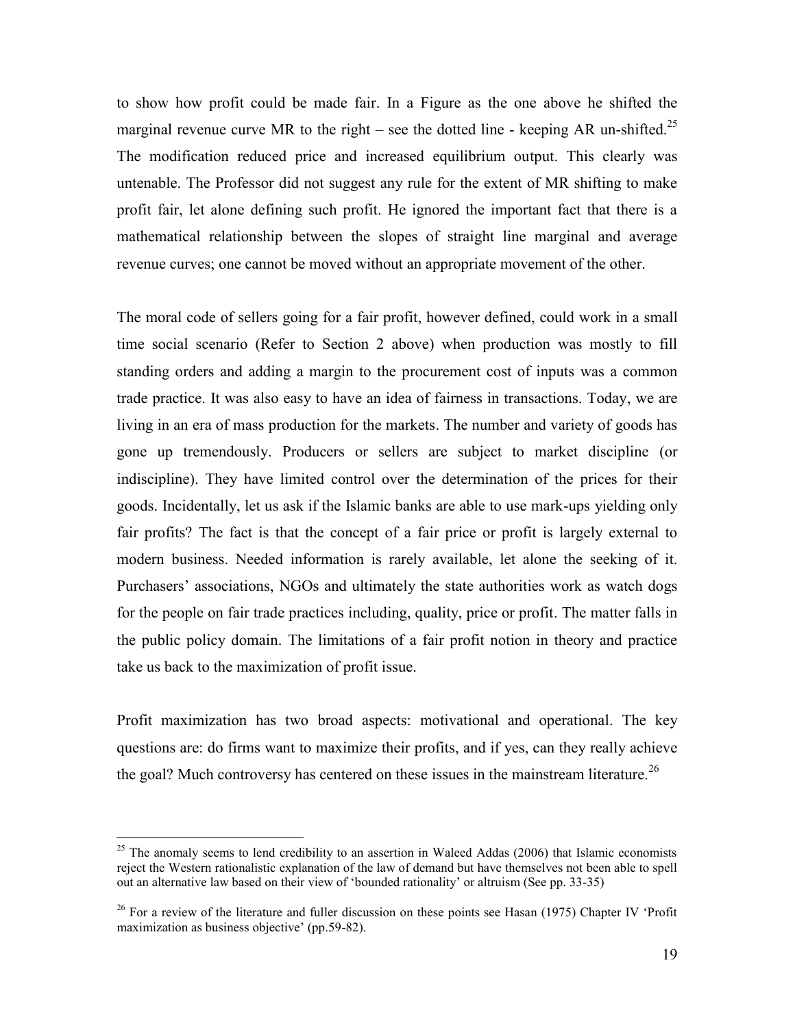to show how profit could be made fair. In a Figure as the one above he shifted the marginal revenue curve MR to the right – see the dotted line - keeping AR un-shifted.[25] The modification reduced price and increased equilibrium output. This clearly was untenable. The Professor did not suggest any rule for the extent of MR shifting to make profit fair, let alone defining such profit. He ignored the important fact that there is a mathematical relationship between the slopes of straight line marginal and average revenue curves; one cannot be moved without an appropriate movement of the other.

The moral code of sellers going for a fair profit, however defined, could work in a small time social scenario (Refer to Section 2 above) when production was mostly to fill standing orders and adding a margin to the procurement cost of inputs was a common trade practice. It was also easy to have an idea of fairness in transactions. Today, we are living in an era of mass production for the markets. The number and variety of goods has gone up tremendously. Producers or sellers are subject to market discipline (or indiscipline). They have limited control over the determination of the prices for their goods. Incidentally, let us ask if the Islamic banks are able to use mark-ups yielding only fair profits? The fact is that the concept of a fair price or profit is largely external to modern business. Needed information is rarely available, let alone the seeking of it. Purchasers' associations, NGOs and ultimately the state authorities work as watch dogs for the people on fair trade practices including, quality, price or profit. The matter falls in the public policy domain. The limitations of a fair profit notion in theory and practice take us back to the maximization of profit issue.

Profit maximization has two broad aspects: motivational and operational. The key questions are: do firms want to maximize their profits, and if yes, can they really achieve the goal? Much controversy has centered on these issues in the mainstream literature.[26]

---

[25] The anomaly seems to lend credibility to an assertion in Waleed Addas (2006) that Islamic economists reject the Western rationalistic explanation of the law of demand but have themselves not been able to spell out an alternative law based on their view of 'bounded rationality' or altruism (See pp. 33-35)

[26] For a review of the literature and fuller discussion on these points see Hasan (1975) Chapter IV 'Profit maximization as business objective' (pp.59-82).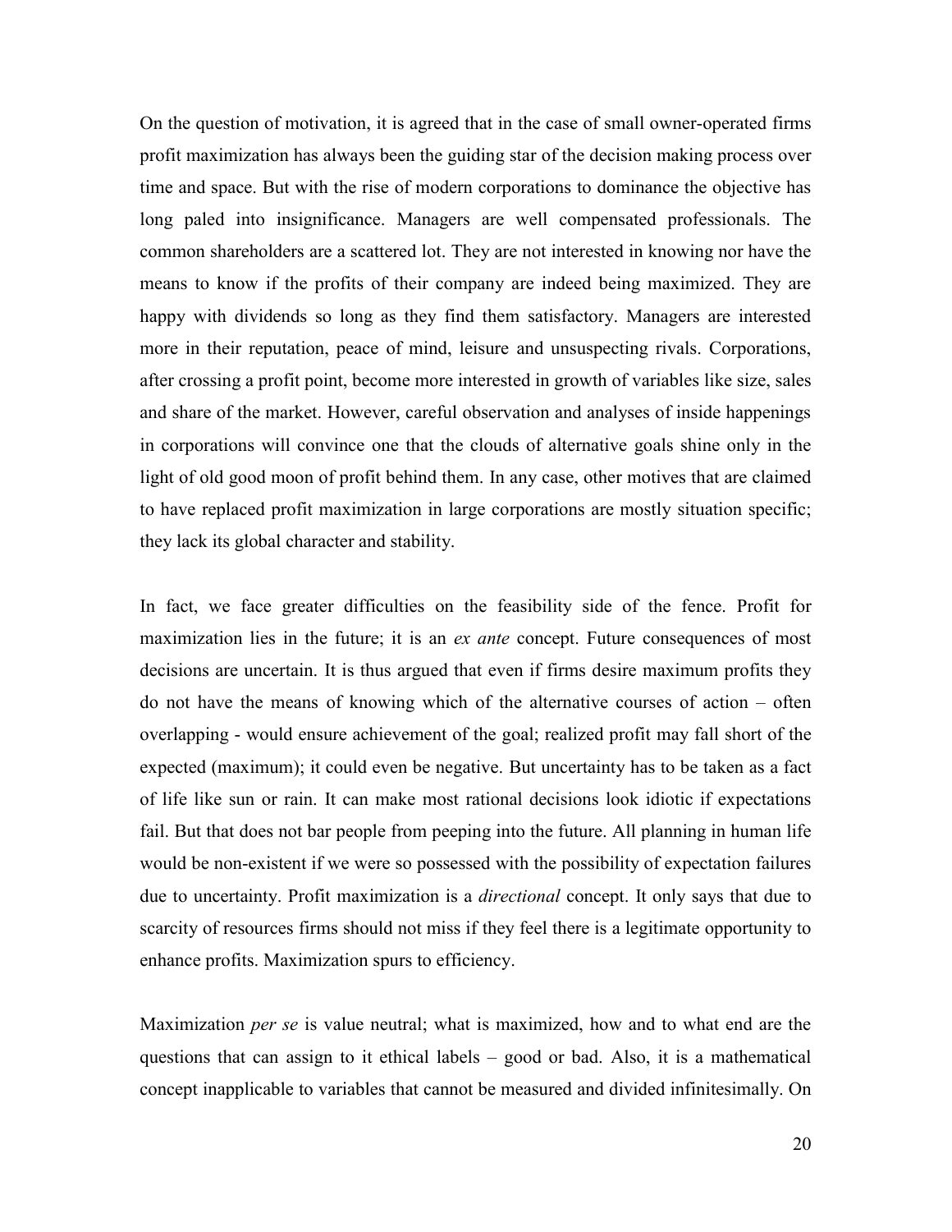On the question of motivation, it is agreed that in the case of small owner-operated firms profit maximization has always been the guiding star of the decision making process over time and space. But with the rise of modern corporations to dominance the objective has long paled into insignificance. Managers are well compensated professionals. The common shareholders are a scattered lot. They are not interested in knowing nor have the means to know if the profits of their company are indeed being maximized. They are happy with dividends so long as they find them satisfactory. Managers are interested more in their reputation, peace of mind, leisure and unsuspecting rivals. Corporations, after crossing a profit point, become more interested in growth of variables like size, sales and share of the market. However, careful observation and analyses of inside happenings in corporations will convince one that the clouds of alternative goals shine only in the light of old good moon of profit behind them. In any case, other motives that are claimed to have replaced profit maximization in large corporations are mostly situation specific; they lack its global character and stability.

In fact, we face greater difficulties on the feasibility side of the fence. Profit for maximization lies in the future; it is an *ex ante* concept. Future consequences of most decisions are uncertain. It is thus argued that even if firms desire maximum profits they do not have the means of knowing which of the alternative courses of action – often overlapping - would ensure achievement of the goal; realized profit may fall short of the expected (maximum); it could even be negative. But uncertainty has to be taken as a fact of life like sun or rain. It can make most rational decisions look idiotic if expectations fail. But that does not bar people from peeping into the future. All planning in human life would be non-existent if we were so possessed with the possibility of expectation failures due to uncertainty. Profit maximization is a *directional* concept. It only says that due to scarcity of resources firms should not miss if they feel there is a legitimate opportunity to enhance profits. Maximization spurs to efficiency.

Maximization *per se* is value neutral; what is maximized, how and to what end are the questions that can assign to it ethical labels – good or bad. Also, it is a mathematical concept inapplicable to variables that cannot be measured and divided infinitesimally. On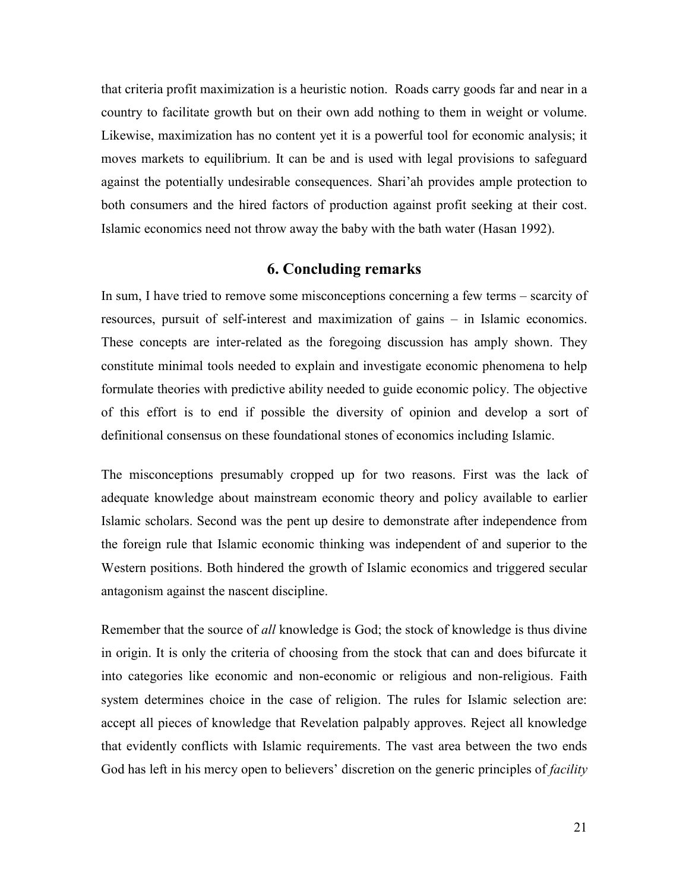that criteria profit maximization is a heuristic notion. Roads carry goods far and near in a country to facilitate growth but on their own add nothing to them in weight or volume. Likewise, maximization has no content yet it is a powerful tool for economic analysis; it moves markets to equilibrium. It can be and is used with legal provisions to safeguard against the potentially undesirable consequences. Shari'ah provides ample protection to both consumers and the hired factors of production against profit seeking at their cost. Islamic economics need not throw away the baby with the bath water (Hasan 1992).

## 6. Concluding remarks

In sum, I have tried to remove some misconceptions concerning a few terms – scarcity of resources, pursuit of self-interest and maximization of gains – in Islamic economics. These concepts are inter-related as the foregoing discussion has amply shown. They constitute minimal tools needed to explain and investigate economic phenomena to help formulate theories with predictive ability needed to guide economic policy. The objective of this effort is to end if possible the diversity of opinion and develop a sort of definitional consensus on these foundational stones of economics including Islamic.

The misconceptions presumably cropped up for two reasons. First was the lack of adequate knowledge about mainstream economic theory and policy available to earlier Islamic scholars. Second was the pent up desire to demonstrate after independence from the foreign rule that Islamic economic thinking was independent of and superior to the Western positions. Both hindered the growth of Islamic economics and triggered secular antagonism against the nascent discipline.

Remember that the source of *all* knowledge is God; the stock of knowledge is thus divine in origin. It is only the criteria of choosing from the stock that can and does bifurcate it into categories like economic and non-economic or religious and non-religious. Faith system determines choice in the case of religion. The rules for Islamic selection are: accept all pieces of knowledge that Revelation palpably approves. Reject all knowledge that evidently conflicts with Islamic requirements. The vast area between the two ends God has left in his mercy open to believers' discretion on the generic principles of *facility*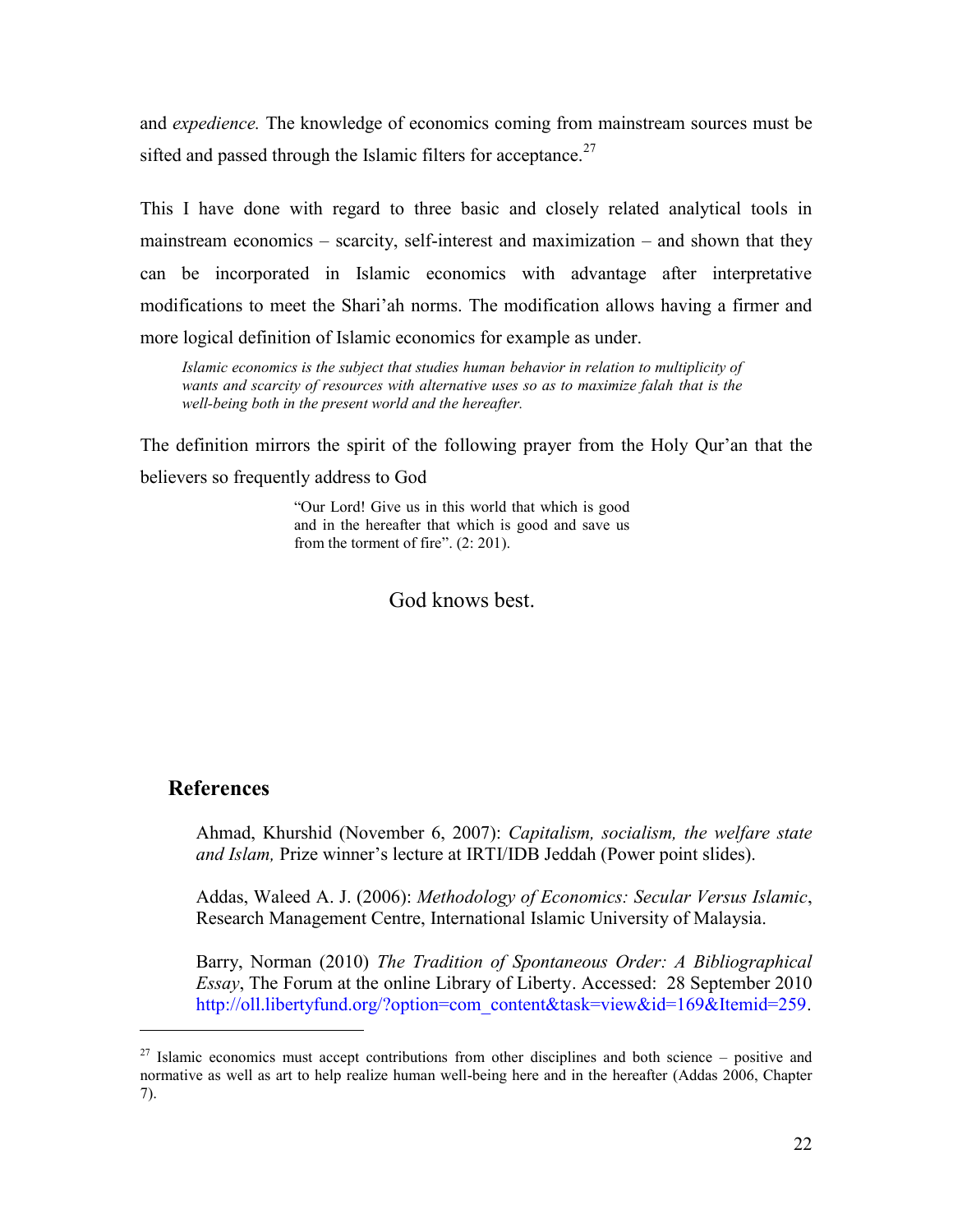and *expedience.* The knowledge of economics coming from mainstream sources must be sifted and passed through the Islamic filters for acceptance.[27]

This I have done with regard to three basic and closely related analytical tools in mainstream economics – scarcity, self-interest and maximization – and shown that they can be incorporated in Islamic economics with advantage after interpretative modifications to meet the Shari'ah norms. The modification allows having a firmer and more logical definition of Islamic economics for example as under.

> *Islamic economics is the subject that studies human behavior in relation to multiplicity of wants and scarcity of resources with alternative uses so as to maximize falah that is the well-being both in the present world and the hereafter.*

The definition mirrors the spirit of the following prayer from the Holy Qur'an that the believers so frequently address to God

> "Our Lord! Give us in this world that which is good and in the hereafter that which is good and save us from the torment of fire". (2: 201).

God knows best.

## References

Ahmad, Khurshid (November 6, 2007): *Capitalism, socialism, the welfare state and Islam,* Prize winner's lecture at IRTI/IDB Jeddah (Power point slides).

Addas, Waleed A. J. (2006): *Methodology of Economics: Secular Versus Islamic*, Research Management Centre, International Islamic University of Malaysia.

Barry, Norman (2010) *The Tradition of Spontaneous Order: A Bibliographical Essay*, The Forum at the online Library of Liberty. Accessed: 28 September 2010 http://oll.libertyfund.org/?option=com_content&task=view&id=169&Itemid=259.

---

[27] Islamic economics must accept contributions from other disciplines and both science – positive and normative as well as art to help realize human well-being here and in the hereafter (Addas 2006, Chapter 7).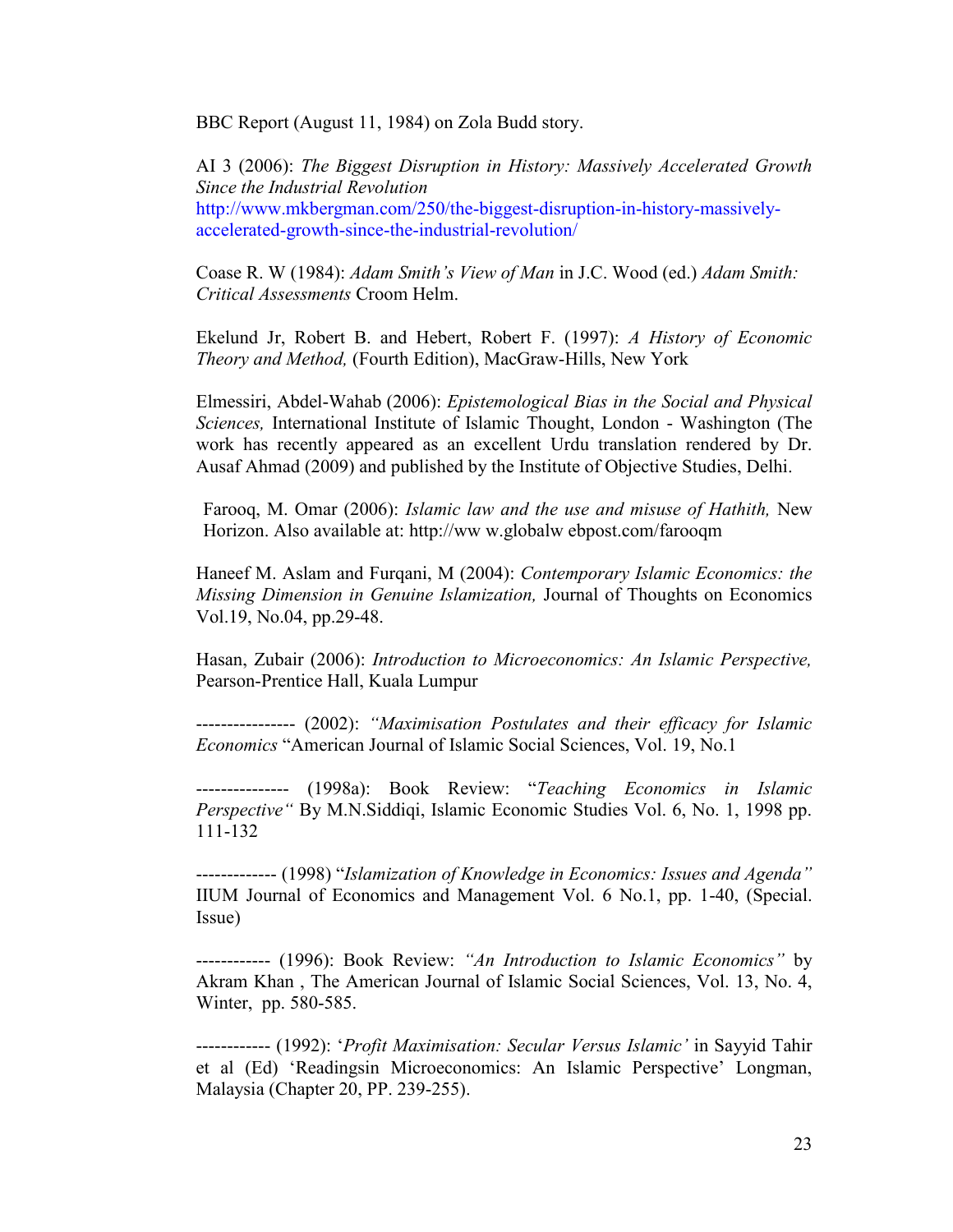BBC Report (August 11, 1984) on Zola Budd story.

AI 3 (2006): *The Biggest Disruption in History: Massively Accelerated Growth Since the Industrial Revolution* http://www.mkbergman.com/250/the-biggest-disruption-in-history-massively-accelerated-growth-since-the-industrial-revolution/

Coase R. W (1984): *Adam Smith's View of Man* in J.C. Wood (ed.) *Adam Smith: Critical Assessments* Croom Helm.

Ekelund Jr, Robert B. and Hebert, Robert F. (1997): *A History of Economic Theory and Method,* (Fourth Edition), MacGraw-Hills, New York

Elmessiri, Abdel-Wahab (2006): *Epistemological Bias in the Social and Physical Sciences,* International Institute of Islamic Thought, London - Washington (The work has recently appeared as an excellent Urdu translation rendered by Dr. Ausaf Ahmad (2009) and published by the Institute of Objective Studies, Delhi.

Farooq, M. Omar (2006): *Islamic law and the use and misuse of Hathith,* New Horizon. Also available at: http://ww w.globalw ebpost.com/farooqm

Haneef M. Aslam and Furqani, M (2004): *Contemporary Islamic Economics: the Missing Dimension in Genuine Islamization,* Journal of Thoughts on Economics Vol.19, No.04, pp.29-48.

Hasan, Zubair (2006): *Introduction to Microeconomics: An Islamic Perspective,* Pearson-Prentice Hall, Kuala Lumpur

---------------- (2002): *"Maximisation Postulates and their efficacy for Islamic Economics* "American Journal of Islamic Social Sciences, Vol. 19, No.1

--------------- (1998a): Book Review: "*Teaching Economics in Islamic Perspective"* By M.N.Siddiqi, Islamic Economic Studies Vol. 6, No. 1, 1998 pp. 111-132

------------- (1998) "*Islamization of Knowledge in Economics: Issues and Agenda"* IIUM Journal of Economics and Management Vol. 6 No.1, pp. 1-40, (Special. Issue)

------------ (1996): Book Review: *"An Introduction to Islamic Economics"* by Akram Khan , The American Journal of Islamic Social Sciences, Vol. 13, No. 4, Winter, pp. 580-585.

------------ (1992): '*Profit Maximisation: Secular Versus Islamic'* in Sayyid Tahir et al (Ed) 'Readingsin Microeconomics: An Islamic Perspective' Longman, Malaysia (Chapter 20, PP. 239-255).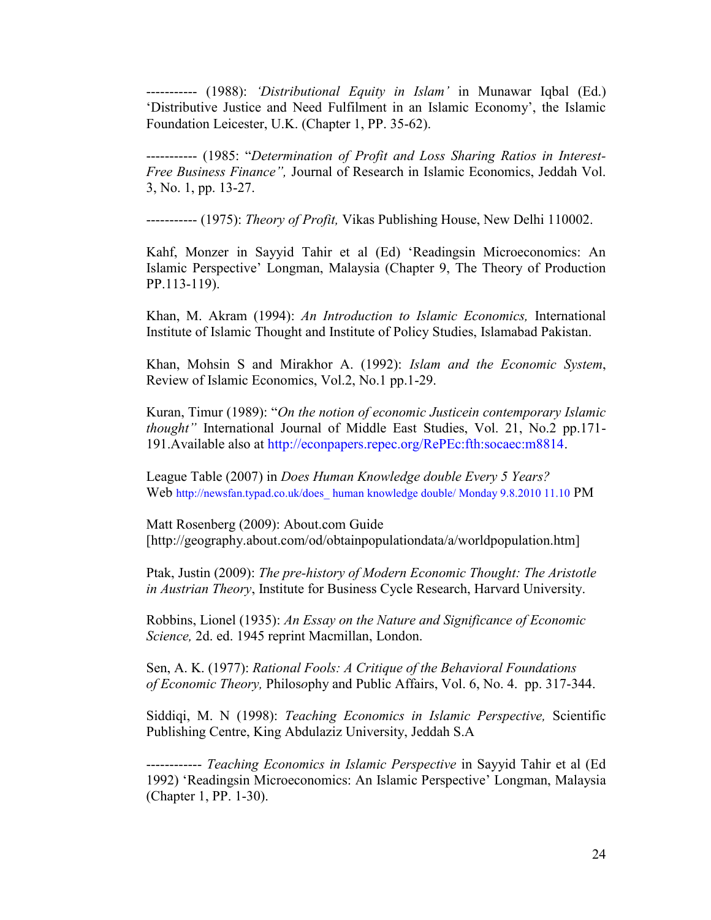----------- (1988): *'Distributional Equity in Islam'* in Munawar Iqbal (Ed.) 'Distributive Justice and Need Fulfilment in an Islamic Economy', the Islamic Foundation Leicester, U.K. (Chapter 1, PP. 35-62).

----------- (1985: "*Determination of Profit and Loss Sharing Ratios in Interest-Free Business Finance",* Journal of Research in Islamic Economics, Jeddah Vol. 3, No. 1, pp. 13-27.

----------- (1975): *Theory of Profit,* Vikas Publishing House, New Delhi 110002.

Kahf, Monzer in Sayyid Tahir et al (Ed) 'Readingsin Microeconomics: An Islamic Perspective' Longman, Malaysia (Chapter 9, The Theory of Production PP.113-119).

Khan, M. Akram (1994): *An Introduction to Islamic Economics,* International Institute of Islamic Thought and Institute of Policy Studies, Islamabad Pakistan.

Khan, Mohsin S and Mirakhor A. (1992): *Islam and the Economic System*, Review of Islamic Economics, Vol.2, No.1 pp.1-29.

Kuran, Timur (1989): "*On the notion of economic Justicein contemporary Islamic thought"* International Journal of Middle East Studies, Vol. 21, No.2 pp.171-191.Available also at http://econpapers.repec.org/RePEc:fth:socaec:m8814.

League Table (2007) in *Does Human Knowledge double Every 5 Years?*
Web http://newsfan.typad.co.uk/does_ human knowledge double/ Monday 9.8.2010 11.10 PM

Matt Rosenberg (2009): About.com Guide
[http://geography.about.com/od/obtainpopulationdata/a/worldpopulation.htm]

Ptak, Justin (2009): *The pre-history of Modern Economic Thought: The Aristotle in Austrian Theory*, Institute for Business Cycle Research, Harvard University.

Robbins, Lionel (1935): *An Essay on the Nature and Significance of Economic Science,* 2d. ed. 1945 reprint Macmillan, London.

Sen, A. K. (1977): *Rational Fools: A Critique of the Behavioral Foundations of Economic Theory,* Philosophy and Public Affairs, Vol. 6, No. 4. pp. 317-344.

Siddiqi, M. N (1998): *Teaching Economics in Islamic Perspective,* Scientific Publishing Centre, King Abdulaziz University, Jeddah S.A

------------ *Teaching Economics in Islamic Perspective* in Sayyid Tahir et al (Ed 1992) 'Readingsin Microeconomics: An Islamic Perspective' Longman, Malaysia (Chapter 1, PP. 1-30).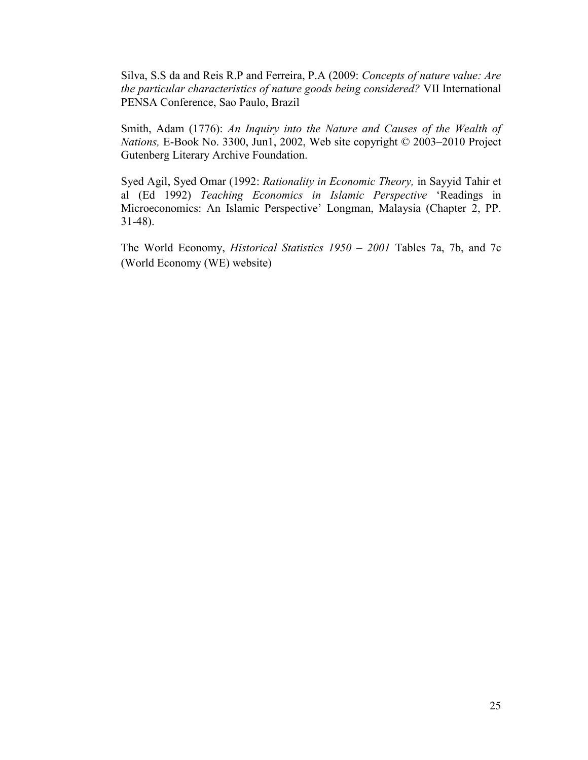Silva, S.S da and Reis R.P and Ferreira, P.A (2009: *Concepts of nature value: Are the particular characteristics of nature goods being considered?* VII International PENSA Conference, Sao Paulo, Brazil

Smith, Adam (1776): *An Inquiry into the Nature and Causes of the Wealth of Nations,* E-Book No. 3300, Jun1, 2002, Web site copyright © 2003–2010 Project Gutenberg Literary Archive Foundation.

Syed Agil, Syed Omar (1992: *Rationality in Economic Theory,* in Sayyid Tahir et al (Ed 1992) *Teaching Economics in Islamic Perspective* 'Readings in Microeconomics: An Islamic Perspective' Longman, Malaysia (Chapter 2, PP. 31-48).

The World Economy, *Historical Statistics 1950 – 2001* Tables 7a, 7b, and 7c (World Economy (WE) website)